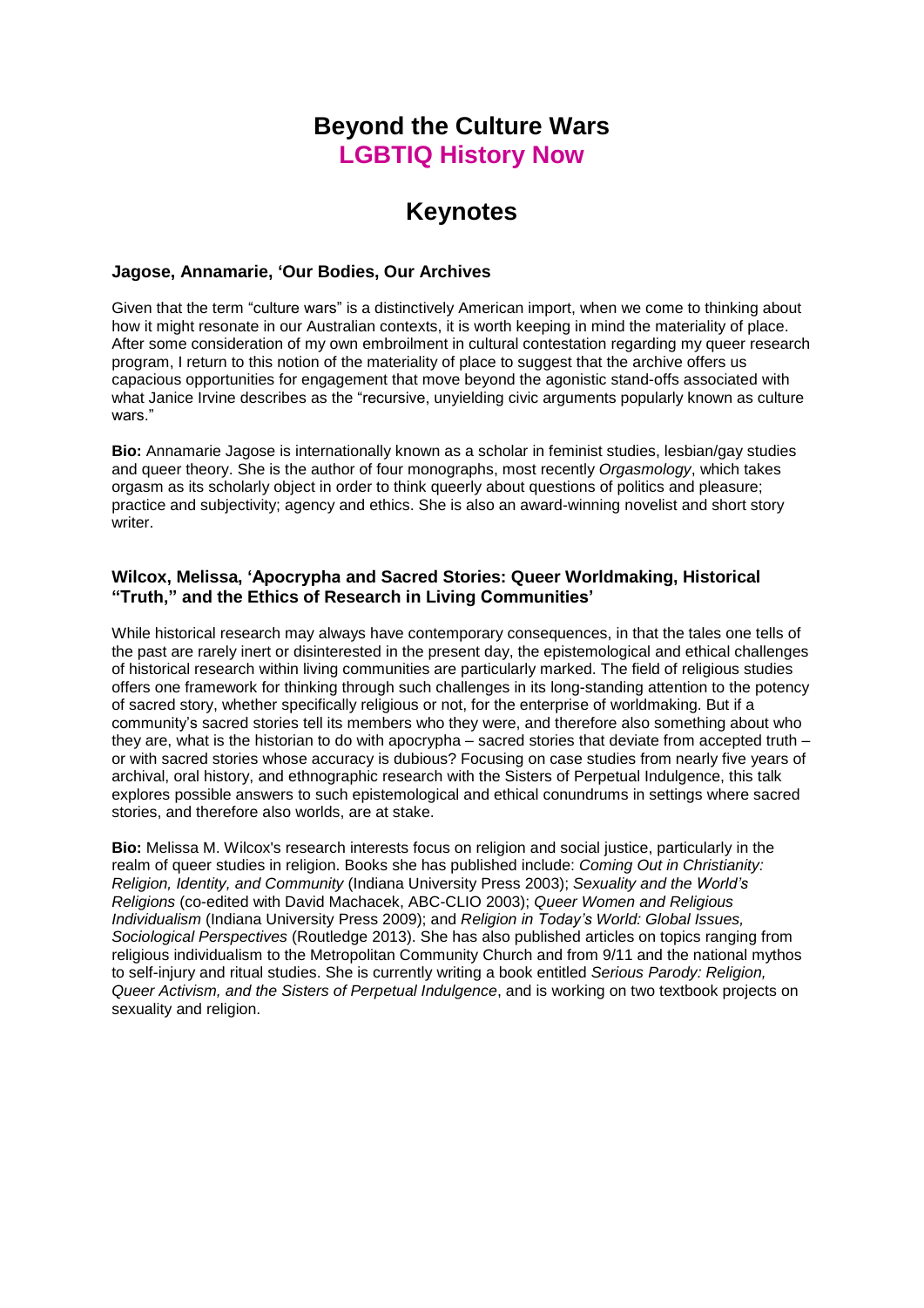# Beyond the Culture Wars
## LGBTIQ History Now

# Keynotes

### Jagose, Annamarie, 'Our Bodies, Our Archives

Given that the term "culture wars" is a distinctively American import, when we come to thinking about how it might resonate in our Australian contexts, it is worth keeping in mind the materiality of place. After some consideration of my own embroilment in cultural contestation regarding my queer research program, I return to this notion of the materiality of place to suggest that the archive offers us capacious opportunities for engagement that move beyond the agonistic stand-offs associated with what Janice Irvine describes as the "recursive, unyielding civic arguments popularly known as culture wars."

**Bio:** Annamarie Jagose is internationally known as a scholar in feminist studies, lesbian/gay studies and queer theory. She is the author of four monographs, most recently *Orgasmology*, which takes orgasm as its scholarly object in order to think queerly about questions of politics and pleasure; practice and subjectivity; agency and ethics. She is also an award-winning novelist and short story writer.

### Wilcox, Melissa, 'Apocrypha and Sacred Stories: Queer Worldmaking, Historical "Truth," and the Ethics of Research in Living Communities'

While historical research may always have contemporary consequences, in that the tales one tells of the past are rarely inert or disinterested in the present day, the epistemological and ethical challenges of historical research within living communities are particularly marked. The field of religious studies offers one framework for thinking through such challenges in its long-standing attention to the potency of sacred story, whether specifically religious or not, for the enterprise of worldmaking. But if a community's sacred stories tell its members who they were, and therefore also something about who they are, what is the historian to do with apocrypha – sacred stories that deviate from accepted truth – or with sacred stories whose accuracy is dubious? Focusing on case studies from nearly five years of archival, oral history, and ethnographic research with the Sisters of Perpetual Indulgence, this talk explores possible answers to such epistemological and ethical conundrums in settings where sacred stories, and therefore also worlds, are at stake.

**Bio:** Melissa M. Wilcox's research interests focus on religion and social justice, particularly in the realm of queer studies in religion. Books she has published include: *Coming Out in Christianity: Religion, Identity, and Community* (Indiana University Press 2003); *Sexuality and the World's Religions* (co-edited with David Machacek, ABC-CLIO 2003); *Queer Women and Religious Individualism* (Indiana University Press 2009); and *Religion in Today's World: Global Issues, Sociological Perspectives* (Routledge 2013). She has also published articles on topics ranging from religious individualism to the Metropolitan Community Church and from 9/11 and the national mythos to self-injury and ritual studies. She is currently writing a book entitled *Serious Parody: Religion, Queer Activism, and the Sisters of Perpetual Indulgence*, and is working on two textbook projects on sexuality and religion.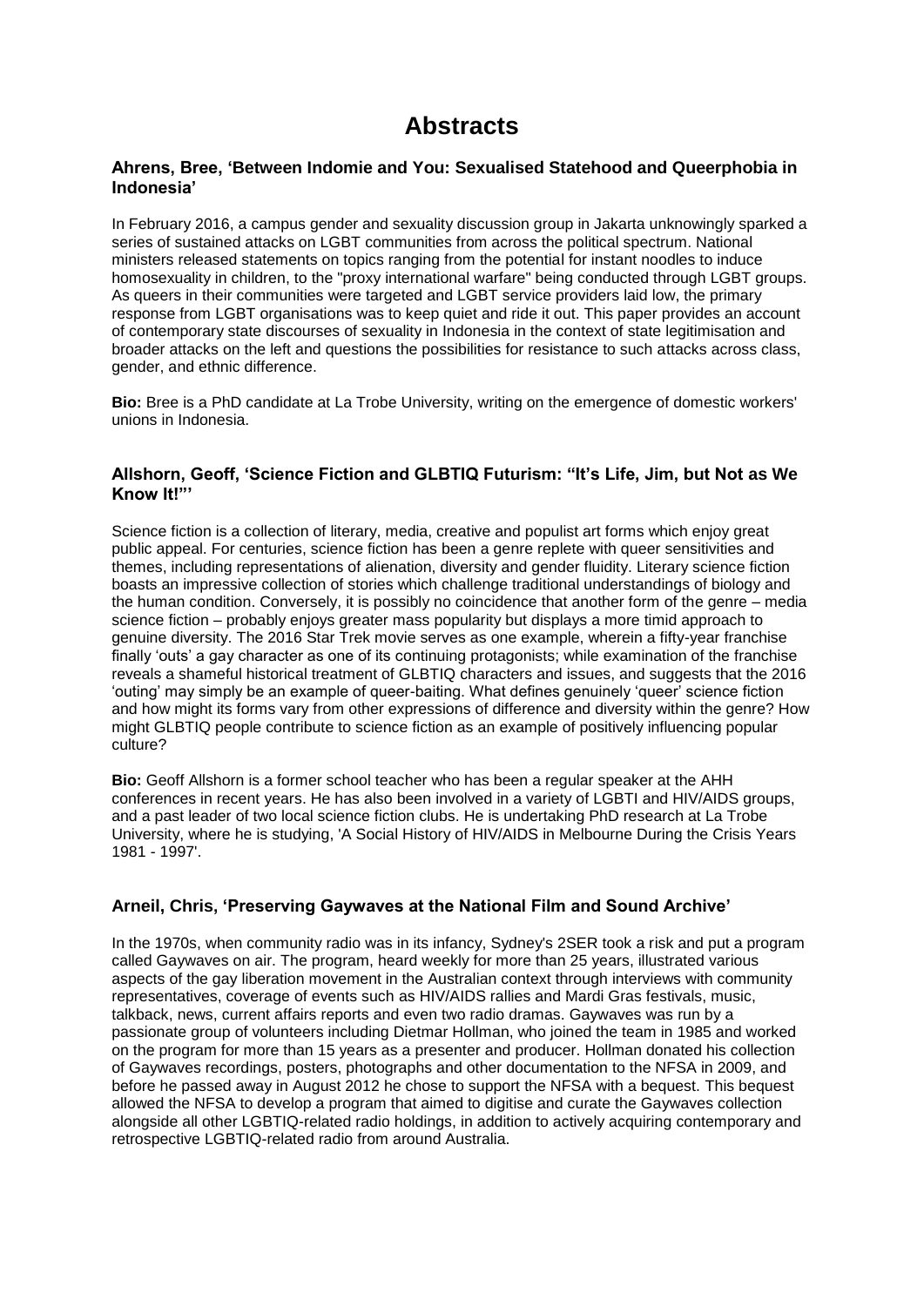# Abstracts

### Ahrens, Bree, 'Between Indomie and You: Sexualised Statehood and Queerphobia in Indonesia'

In February 2016, a campus gender and sexuality discussion group in Jakarta unknowingly sparked a series of sustained attacks on LGBT communities from across the political spectrum. National ministers released statements on topics ranging from the potential for instant noodles to induce homosexuality in children, to the "proxy international warfare" being conducted through LGBT groups. As queers in their communities were targeted and LGBT service providers laid low, the primary response from LGBT organisations was to keep quiet and ride it out. This paper provides an account of contemporary state discourses of sexuality in Indonesia in the context of state legitimisation and broader attacks on the left and questions the possibilities for resistance to such attacks across class, gender, and ethnic difference.

**Bio:** Bree is a PhD candidate at La Trobe University, writing on the emergence of domestic workers' unions in Indonesia.

### Allshorn, Geoff, 'Science Fiction and GLBTIQ Futurism: "It's Life, Jim, but Not as We Know It!"'

Science fiction is a collection of literary, media, creative and populist art forms which enjoy great public appeal. For centuries, science fiction has been a genre replete with queer sensitivities and themes, including representations of alienation, diversity and gender fluidity. Literary science fiction boasts an impressive collection of stories which challenge traditional understandings of biology and the human condition. Conversely, it is possibly no coincidence that another form of the genre – media science fiction – probably enjoys greater mass popularity but displays a more timid approach to genuine diversity. The 2016 Star Trek movie serves as one example, wherein a fifty-year franchise finally 'outs' a gay character as one of its continuing protagonists; while examination of the franchise reveals a shameful historical treatment of GLBTIQ characters and issues, and suggests that the 2016 'outing' may simply be an example of queer-baiting. What defines genuinely 'queer' science fiction and how might its forms vary from other expressions of difference and diversity within the genre? How might GLBTIQ people contribute to science fiction as an example of positively influencing popular culture?

**Bio:** Geoff Allshorn is a former school teacher who has been a regular speaker at the AHH conferences in recent years. He has also been involved in a variety of LGBTI and HIV/AIDS groups, and a past leader of two local science fiction clubs. He is undertaking PhD research at La Trobe University, where he is studying, 'A Social History of HIV/AIDS in Melbourne During the Crisis Years 1981 - 1997'.

### Arneil, Chris, 'Preserving Gaywaves at the National Film and Sound Archive'

In the 1970s, when community radio was in its infancy, Sydney's 2SER took a risk and put a program called Gaywaves on air. The program, heard weekly for more than 25 years, illustrated various aspects of the gay liberation movement in the Australian context through interviews with community representatives, coverage of events such as HIV/AIDS rallies and Mardi Gras festivals, music, talkback, news, current affairs reports and even two radio dramas. Gaywaves was run by a passionate group of volunteers including Dietmar Hollman, who joined the team in 1985 and worked on the program for more than 15 years as a presenter and producer. Hollman donated his collection of Gaywaves recordings, posters, photographs and other documentation to the NFSA in 2009, and before he passed away in August 2012 he chose to support the NFSA with a bequest. This bequest allowed the NFSA to develop a program that aimed to digitise and curate the Gaywaves collection alongside all other LGBTIQ-related radio holdings, in addition to actively acquiring contemporary and retrospective LGBTIQ-related radio from around Australia.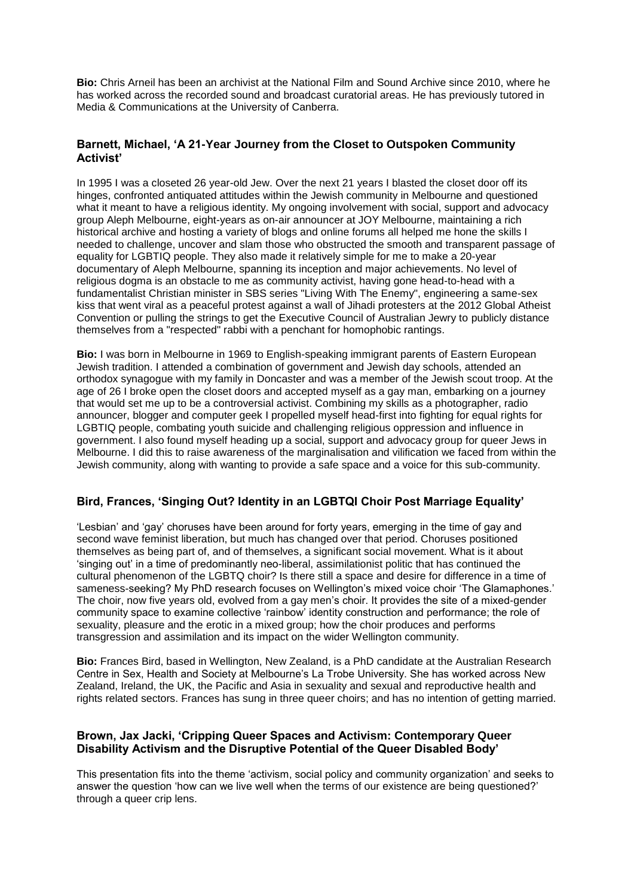**Bio:** Chris Arneil has been an archivist at the National Film and Sound Archive since 2010, where he has worked across the recorded sound and broadcast curatorial areas. He has previously tutored in Media & Communications at the University of Canberra.

### Barnett, Michael, 'A 21-Year Journey from the Closet to Outspoken Community Activist'

In 1995 I was a closeted 26 year-old Jew. Over the next 21 years I blasted the closet door off its hinges, confronted antiquated attitudes within the Jewish community in Melbourne and questioned what it meant to have a religious identity. My ongoing involvement with social, support and advocacy group Aleph Melbourne, eight-years as on-air announcer at JOY Melbourne, maintaining a rich historical archive and hosting a variety of blogs and online forums all helped me hone the skills I needed to challenge, uncover and slam those who obstructed the smooth and transparent passage of equality for LGBTIQ people. They also made it relatively simple for me to make a 20-year documentary of Aleph Melbourne, spanning its inception and major achievements. No level of religious dogma is an obstacle to me as community activist, having gone head-to-head with a fundamentalist Christian minister in SBS series "Living With The Enemy", engineering a same-sex kiss that went viral as a peaceful protest against a wall of Jihadi protesters at the 2012 Global Atheist Convention or pulling the strings to get the Executive Council of Australian Jewry to publicly distance themselves from a "respected" rabbi with a penchant for homophobic rantings.

**Bio:** I was born in Melbourne in 1969 to English-speaking immigrant parents of Eastern European Jewish tradition. I attended a combination of government and Jewish day schools, attended an orthodox synagogue with my family in Doncaster and was a member of the Jewish scout troop. At the age of 26 I broke open the closet doors and accepted myself as a gay man, embarking on a journey that would set me up to be a controversial activist. Combining my skills as a photographer, radio announcer, blogger and computer geek I propelled myself head-first into fighting for equal rights for LGBTIQ people, combating youth suicide and challenging religious oppression and influence in government. I also found myself heading up a social, support and advocacy group for queer Jews in Melbourne. I did this to raise awareness of the marginalisation and vilification we faced from within the Jewish community, along with wanting to provide a safe space and a voice for this sub-community.

### Bird, Frances, 'Singing Out? Identity in an LGBTQI Choir Post Marriage Equality'

'Lesbian' and 'gay' choruses have been around for forty years, emerging in the time of gay and second wave feminist liberation, but much has changed over that period. Choruses positioned themselves as being part of, and of themselves, a significant social movement. What is it about 'singing out' in a time of predominantly neo-liberal, assimilationist politic that has continued the cultural phenomenon of the LGBTQ choir? Is there still a space and desire for difference in a time of sameness-seeking? My PhD research focuses on Wellington's mixed voice choir 'The Glamaphones.' The choir, now five years old, evolved from a gay men's choir. It provides the site of a mixed-gender community space to examine collective 'rainbow' identity construction and performance; the role of sexuality, pleasure and the erotic in a mixed group; how the choir produces and performs transgression and assimilation and its impact on the wider Wellington community.

**Bio:** Frances Bird, based in Wellington, New Zealand, is a PhD candidate at the Australian Research Centre in Sex, Health and Society at Melbourne's La Trobe University. She has worked across New Zealand, Ireland, the UK, the Pacific and Asia in sexuality and sexual and reproductive health and rights related sectors. Frances has sung in three queer choirs; and has no intention of getting married.

### Brown, Jax Jacki, 'Cripping Queer Spaces and Activism: Contemporary Queer Disability Activism and the Disruptive Potential of the Queer Disabled Body'

This presentation fits into the theme 'activism, social policy and community organization' and seeks to answer the question 'how can we live well when the terms of our existence are being questioned?' through a queer crip lens.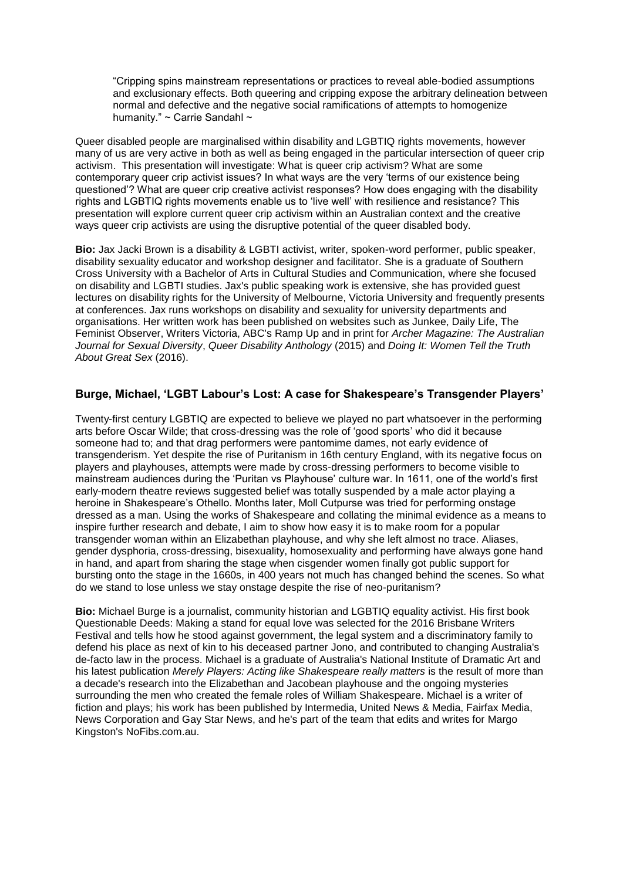> “Cripping spins mainstream representations or practices to reveal able-bodied assumptions and exclusionary effects. Both queering and cripping expose the arbitrary delineation between normal and defective and the negative social ramifications of attempts to homogenize humanity.” ~ Carrie Sandahl ~

Queer disabled people are marginalised within disability and LGBTIQ rights movements, however many of us are very active in both as well as being engaged in the particular intersection of queer crip activism. This presentation will investigate: What is queer crip activism? What are some contemporary queer crip activist issues? In what ways are the very ‘terms of our existence being questioned’? What are queer crip creative activist responses? How does engaging with the disability rights and LGBTIQ rights movements enable us to ‘live well’ with resilience and resistance? This presentation will explore current queer crip activism within an Australian context and the creative ways queer crip activists are using the disruptive potential of the queer disabled body.

**Bio:** Jax Jacki Brown is a disability & LGBTI activist, writer, spoken-word performer, public speaker, disability sexuality educator and workshop designer and facilitator. She is a graduate of Southern Cross University with a Bachelor of Arts in Cultural Studies and Communication, where she focused on disability and LGBTI studies. Jax's public speaking work is extensive, she has provided guest lectures on disability rights for the University of Melbourne, Victoria University and frequently presents at conferences. Jax runs workshops on disability and sexuality for university departments and organisations. Her written work has been published on websites such as Junkee, Daily Life, The Feminist Observer, Writers Victoria, ABC's Ramp Up and in print for *Archer Magazine: The Australian Journal for Sexual Diversity*, *Queer Disability Anthology* (2015) and *Doing It: Women Tell the Truth About Great Sex* (2016).

### Burge, Michael, ‘LGBT Labour’s Lost: A case for Shakespeare’s Transgender Players’

Twenty-first century LGBTIQ are expected to believe we played no part whatsoever in the performing arts before Oscar Wilde; that cross-dressing was the role of ‘good sports’ who did it because someone had to; and that drag performers were pantomime dames, not early evidence of transgenderism. Yet despite the rise of Puritanism in 16th century England, with its negative focus on players and playhouses, attempts were made by cross-dressing performers to become visible to mainstream audiences during the ‘Puritan vs Playhouse’ culture war. In 1611, one of the world’s first early-modern theatre reviews suggested belief was totally suspended by a male actor playing a heroine in Shakespeare’s Othello. Months later, Moll Cutpurse was tried for performing onstage dressed as a man. Using the works of Shakespeare and collating the minimal evidence as a means to inspire further research and debate, I aim to show how easy it is to make room for a popular transgender woman within an Elizabethan playhouse, and why she left almost no trace. Aliases, gender dysphoria, cross-dressing, bisexuality, homosexuality and performing have always gone hand in hand, and apart from sharing the stage when cisgender women finally got public support for bursting onto the stage in the 1660s, in 400 years not much has changed behind the scenes. So what do we stand to lose unless we stay onstage despite the rise of neo-puritanism?

**Bio:** Michael Burge is a journalist, community historian and LGBTIQ equality activist. His first book Questionable Deeds: Making a stand for equal love was selected for the 2016 Brisbane Writers Festival and tells how he stood against government, the legal system and a discriminatory family to defend his place as next of kin to his deceased partner Jono, and contributed to changing Australia's de-facto law in the process. Michael is a graduate of Australia's National Institute of Dramatic Art and his latest publication *Merely Players: Acting like Shakespeare really matters* is the result of more than a decade's research into the Elizabethan and Jacobean playhouse and the ongoing mysteries surrounding the men who created the female roles of William Shakespeare. Michael is a writer of fiction and plays; his work has been published by Intermedia, United News & Media, Fairfax Media, News Corporation and Gay Star News, and he's part of the team that edits and writes for Margo Kingston's NoFibs.com.au.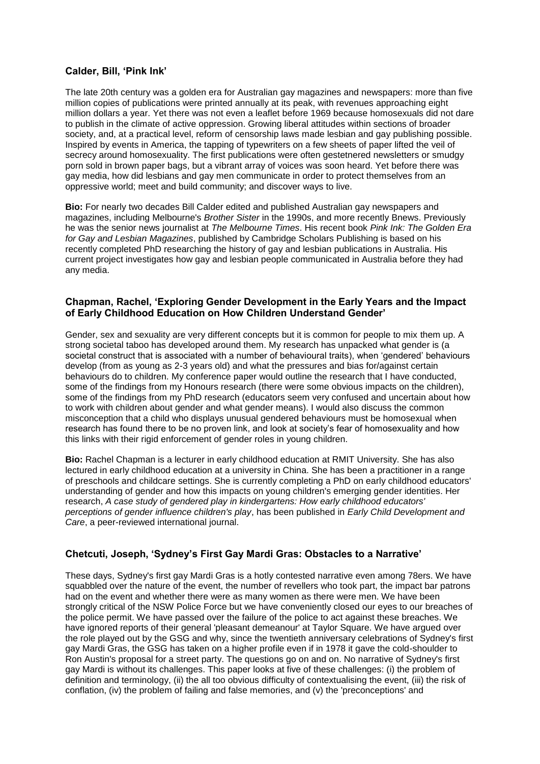### Calder, Bill, 'Pink Ink'

The late 20th century was a golden era for Australian gay magazines and newspapers: more than five million copies of publications were printed annually at its peak, with revenues approaching eight million dollars a year. Yet there was not even a leaflet before 1969 because homosexuals did not dare to publish in the climate of active oppression. Growing liberal attitudes within sections of broader society, and, at a practical level, reform of censorship laws made lesbian and gay publishing possible. Inspired by events in America, the tapping of typewriters on a few sheets of paper lifted the veil of secrecy around homosexuality. The first publications were often gestetnered newsletters or smudgy porn sold in brown paper bags, but a vibrant array of voices was soon heard. Yet before there was gay media, how did lesbians and gay men communicate in order to protect themselves from an oppressive world; meet and build community; and discover ways to live.

**Bio:** For nearly two decades Bill Calder edited and published Australian gay newspapers and magazines, including Melbourne's *Brother Sister* in the 1990s, and more recently Bnews. Previously he was the senior news journalist at *The Melbourne Times*. His recent book *Pink Ink: The Golden Era for Gay and Lesbian Magazines*, published by Cambridge Scholars Publishing is based on his recently completed PhD researching the history of gay and lesbian publications in Australia. His current project investigates how gay and lesbian people communicated in Australia before they had any media.

### Chapman, Rachel, 'Exploring Gender Development in the Early Years and the Impact of Early Childhood Education on How Children Understand Gender'

Gender, sex and sexuality are very different concepts but it is common for people to mix them up. A strong societal taboo has developed around them. My research has unpacked what gender is (a societal construct that is associated with a number of behavioural traits), when 'gendered' behaviours develop (from as young as 2-3 years old) and what the pressures and bias for/against certain behaviours do to children. My conference paper would outline the research that I have conducted, some of the findings from my Honours research (there were some obvious impacts on the children), some of the findings from my PhD research (educators seem very confused and uncertain about how to work with children about gender and what gender means). I would also discuss the common misconception that a child who displays unusual gendered behaviours must be homosexual when research has found there to be no proven link, and look at society's fear of homosexuality and how this links with their rigid enforcement of gender roles in young children.

**Bio:** Rachel Chapman is a lecturer in early childhood education at RMIT University. She has also lectured in early childhood education at a university in China. She has been a practitioner in a range of preschools and childcare settings. She is currently completing a PhD on early childhood educators' understanding of gender and how this impacts on young children's emerging gender identities. Her research, *A case study of gendered play in kindergartens: How early childhood educators' perceptions of gender influence children's play*, has been published in *Early Child Development and Care*, a peer-reviewed international journal.

### Chetcuti, Joseph, 'Sydney's First Gay Mardi Gras: Obstacles to a Narrative'

These days, Sydney's first gay Mardi Gras is a hotly contested narrative even among 78ers. We have squabbled over the nature of the event, the number of revellers who took part, the impact bar patrons had on the event and whether there were as many women as there were men. We have been strongly critical of the NSW Police Force but we have conveniently closed our eyes to our breaches of the police permit. We have passed over the failure of the police to act against these breaches. We have ignored reports of their general 'pleasant demeanour' at Taylor Square. We have argued over the role played out by the GSG and why, since the twentieth anniversary celebrations of Sydney's first gay Mardi Gras, the GSG has taken on a higher profile even if in 1978 it gave the cold-shoulder to Ron Austin's proposal for a street party. The questions go on and on. No narrative of Sydney's first gay Mardi is without its challenges. This paper looks at five of these challenges: (i) the problem of definition and terminology, (ii) the all too obvious difficulty of contextualising the event, (iii) the risk of conflation, (iv) the problem of failing and false memories, and (v) the 'preconceptions' and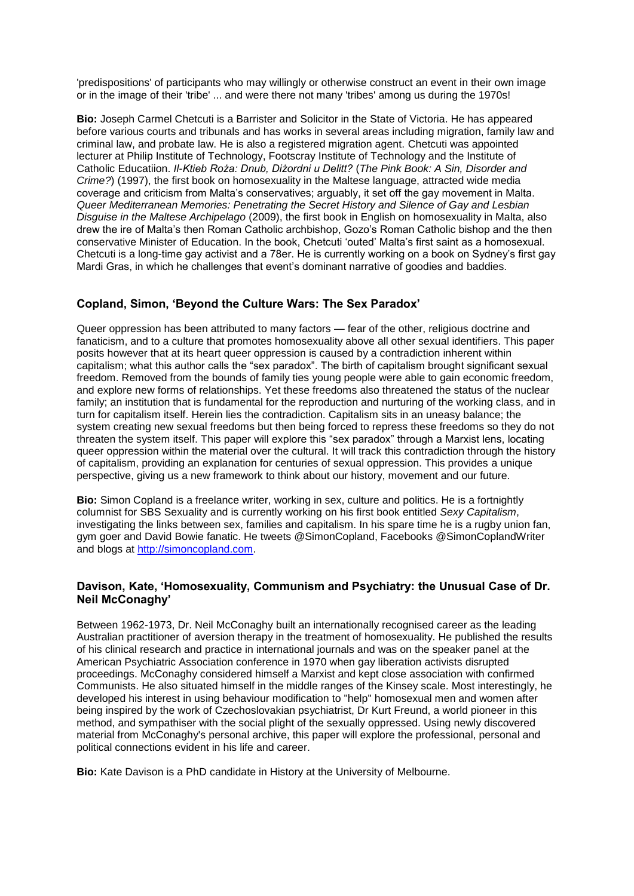'predispositions' of participants who may willingly or otherwise construct an event in their own image or in the image of their 'tribe' ... and were there not many 'tribes' among us during the 1970s!

**Bio:** Joseph Carmel Chetcuti is a Barrister and Solicitor in the State of Victoria. He has appeared before various courts and tribunals and has works in several areas including migration, family law and criminal law, and probate law. He is also a registered migration agent. Chetcuti was appointed lecturer at Philip Institute of Technology, Footscray Institute of Technology and the Institute of Catholic Educatiion. *Il-Ktieb Roża: Dnub, Diżordni u Delitt?* (*The Pink Book: A Sin, Disorder and Crime?*) (1997), the first book on homosexuality in the Maltese language, attracted wide media coverage and criticism from Malta's conservatives; arguably, it set off the gay movement in Malta. *Queer Mediterranean Memories: Penetrating the Secret History and Silence of Gay and Lesbian Disguise in the Maltese Archipelago* (2009), the first book in English on homosexuality in Malta, also drew the ire of Malta's then Roman Catholic archbishop, Gozo's Roman Catholic bishop and the then conservative Minister of Education. In the book, Chetcuti 'outed' Malta's first saint as a homosexual. Chetcuti is a long-time gay activist and a 78er. He is currently working on a book on Sydney's first gay Mardi Gras, in which he challenges that event's dominant narrative of goodies and baddies.

### Copland, Simon, 'Beyond the Culture Wars: The Sex Paradox'

Queer oppression has been attributed to many factors — fear of the other, religious doctrine and fanaticism, and to a culture that promotes homosexuality above all other sexual identifiers. This paper posits however that at its heart queer oppression is caused by a contradiction inherent within capitalism; what this author calls the "sex paradox". The birth of capitalism brought significant sexual freedom. Removed from the bounds of family ties young people were able to gain economic freedom, and explore new forms of relationships. Yet these freedoms also threatened the status of the nuclear family; an institution that is fundamental for the reproduction and nurturing of the working class, and in turn for capitalism itself. Herein lies the contradiction. Capitalism sits in an uneasy balance; the system creating new sexual freedoms but then being forced to repress these freedoms so they do not threaten the system itself. This paper will explore this "sex paradox" through a Marxist lens, locating queer oppression within the material over the cultural. It will track this contradiction through the history of capitalism, providing an explanation for centuries of sexual oppression. This provides a unique perspective, giving us a new framework to think about our history, movement and our future.

**Bio:** Simon Copland is a freelance writer, working in sex, culture and politics. He is a fortnightly columnist for SBS Sexuality and is currently working on his first book entitled *Sexy Capitalism*, investigating the links between sex, families and capitalism. In his spare time he is a rugby union fan, gym goer and David Bowie fanatic. He tweets @SimonCopland, Facebooks @SimonCoplandWriter and blogs at http://simoncopland.com.

### Davison, Kate, 'Homosexuality, Communism and Psychiatry: the Unusual Case of Dr. Neil McConaghy'

Between 1962-1973, Dr. Neil McConaghy built an internationally recognised career as the leading Australian practitioner of aversion therapy in the treatment of homosexuality. He published the results of his clinical research and practice in international journals and was on the speaker panel at the American Psychiatric Association conference in 1970 when gay liberation activists disrupted proceedings. McConaghy considered himself a Marxist and kept close association with confirmed Communists. He also situated himself in the middle ranges of the Kinsey scale. Most interestingly, he developed his interest in using behaviour modification to "help" homosexual men and women after being inspired by the work of Czechoslovakian psychiatrist, Dr Kurt Freund, a world pioneer in this method, and sympathiser with the social plight of the sexually oppressed. Using newly discovered material from McConaghy's personal archive, this paper will explore the professional, personal and political connections evident in his life and career.

**Bio:** Kate Davison is a PhD candidate in History at the University of Melbourne.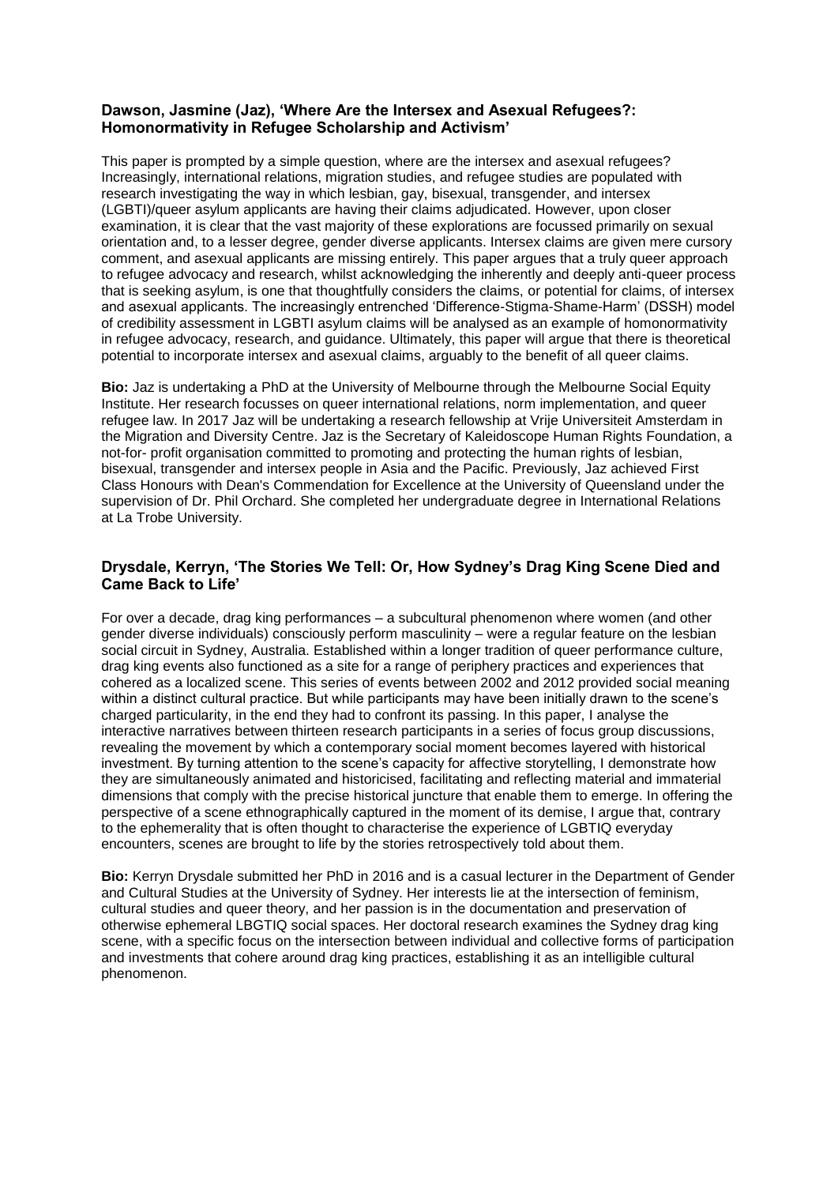### Dawson, Jasmine (Jaz), 'Where Are the Intersex and Asexual Refugees?: Homonormativity in Refugee Scholarship and Activism'

This paper is prompted by a simple question, where are the intersex and asexual refugees? Increasingly, international relations, migration studies, and refugee studies are populated with research investigating the way in which lesbian, gay, bisexual, transgender, and intersex (LGBTI)/queer asylum applicants are having their claims adjudicated. However, upon closer examination, it is clear that the vast majority of these explorations are focussed primarily on sexual orientation and, to a lesser degree, gender diverse applicants. Intersex claims are given mere cursory comment, and asexual applicants are missing entirely. This paper argues that a truly queer approach to refugee advocacy and research, whilst acknowledging the inherently and deeply anti-queer process that is seeking asylum, is one that thoughtfully considers the claims, or potential for claims, of intersex and asexual applicants. The increasingly entrenched 'Difference-Stigma-Shame-Harm' (DSSH) model of credibility assessment in LGBTI asylum claims will be analysed as an example of homonormativity in refugee advocacy, research, and guidance. Ultimately, this paper will argue that there is theoretical potential to incorporate intersex and asexual claims, arguably to the benefit of all queer claims.

**Bio:** Jaz is undertaking a PhD at the University of Melbourne through the Melbourne Social Equity Institute. Her research focusses on queer international relations, norm implementation, and queer refugee law. In 2017 Jaz will be undertaking a research fellowship at Vrije Universiteit Amsterdam in the Migration and Diversity Centre. Jaz is the Secretary of Kaleidoscope Human Rights Foundation, a not-for- profit organisation committed to promoting and protecting the human rights of lesbian, bisexual, transgender and intersex people in Asia and the Pacific. Previously, Jaz achieved First Class Honours with Dean's Commendation for Excellence at the University of Queensland under the supervision of Dr. Phil Orchard. She completed her undergraduate degree in International Relations at La Trobe University.

### Drysdale, Kerryn, 'The Stories We Tell: Or, How Sydney's Drag King Scene Died and Came Back to Life'

For over a decade, drag king performances – a subcultural phenomenon where women (and other gender diverse individuals) consciously perform masculinity – were a regular feature on the lesbian social circuit in Sydney, Australia. Established within a longer tradition of queer performance culture, drag king events also functioned as a site for a range of periphery practices and experiences that cohered as a localized scene. This series of events between 2002 and 2012 provided social meaning within a distinct cultural practice. But while participants may have been initially drawn to the scene's charged particularity, in the end they had to confront its passing. In this paper, I analyse the interactive narratives between thirteen research participants in a series of focus group discussions, revealing the movement by which a contemporary social moment becomes layered with historical investment. By turning attention to the scene's capacity for affective storytelling, I demonstrate how they are simultaneously animated and historicised, facilitating and reflecting material and immaterial dimensions that comply with the precise historical juncture that enable them to emerge. In offering the perspective of a scene ethnographically captured in the moment of its demise, I argue that, contrary to the ephemerality that is often thought to characterise the experience of LGBTIQ everyday encounters, scenes are brought to life by the stories retrospectively told about them.

**Bio:** Kerryn Drysdale submitted her PhD in 2016 and is a casual lecturer in the Department of Gender and Cultural Studies at the University of Sydney. Her interests lie at the intersection of feminism, cultural studies and queer theory, and her passion is in the documentation and preservation of otherwise ephemeral LBGTIQ social spaces. Her doctoral research examines the Sydney drag king scene, with a specific focus on the intersection between individual and collective forms of participation and investments that cohere around drag king practices, establishing it as an intelligible cultural phenomenon.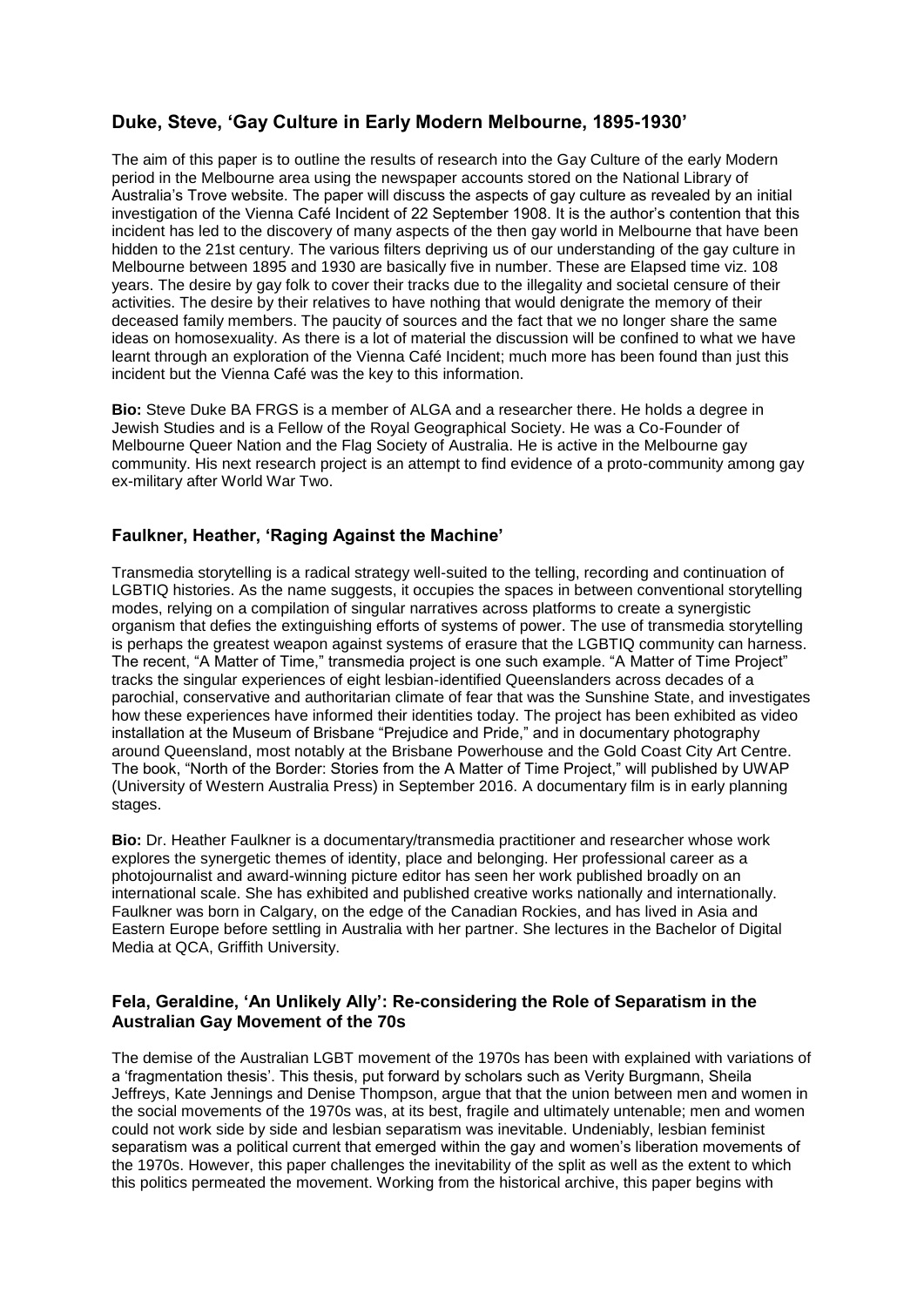### Duke, Steve, 'Gay Culture in Early Modern Melbourne, 1895-1930'

The aim of this paper is to outline the results of research into the Gay Culture of the early Modern period in the Melbourne area using the newspaper accounts stored on the National Library of Australia's Trove website. The paper will discuss the aspects of gay culture as revealed by an initial investigation of the Vienna Café Incident of 22 September 1908. It is the author's contention that this incident has led to the discovery of many aspects of the then gay world in Melbourne that have been hidden to the 21st century. The various filters depriving us of our understanding of the gay culture in Melbourne between 1895 and 1930 are basically five in number. These are Elapsed time viz. 108 years. The desire by gay folk to cover their tracks due to the illegality and societal censure of their activities. The desire by their relatives to have nothing that would denigrate the memory of their deceased family members. The paucity of sources and the fact that we no longer share the same ideas on homosexuality. As there is a lot of material the discussion will be confined to what we have learnt through an exploration of the Vienna Café Incident; much more has been found than just this incident but the Vienna Café was the key to this information.

**Bio:** Steve Duke BA FRGS is a member of ALGA and a researcher there. He holds a degree in Jewish Studies and is a Fellow of the Royal Geographical Society. He was a Co-Founder of Melbourne Queer Nation and the Flag Society of Australia. He is active in the Melbourne gay community. His next research project is an attempt to find evidence of a proto-community among gay ex-military after World War Two.

### Faulkner, Heather, 'Raging Against the Machine'

Transmedia storytelling is a radical strategy well-suited to the telling, recording and continuation of LGBTIQ histories. As the name suggests, it occupies the spaces in between conventional storytelling modes, relying on a compilation of singular narratives across platforms to create a synergistic organism that defies the extinguishing efforts of systems of power. The use of transmedia storytelling is perhaps the greatest weapon against systems of erasure that the LGBTIQ community can harness. The recent, "A Matter of Time," transmedia project is one such example. "A Matter of Time Project" tracks the singular experiences of eight lesbian-identified Queenslanders across decades of a parochial, conservative and authoritarian climate of fear that was the Sunshine State, and investigates how these experiences have informed their identities today. The project has been exhibited as video installation at the Museum of Brisbane "Prejudice and Pride," and in documentary photography around Queensland, most notably at the Brisbane Powerhouse and the Gold Coast City Art Centre. The book, "North of the Border: Stories from the A Matter of Time Project," will published by UWAP (University of Western Australia Press) in September 2016. A documentary film is in early planning stages.

**Bio:** Dr. Heather Faulkner is a documentary/transmedia practitioner and researcher whose work explores the synergetic themes of identity, place and belonging. Her professional career as a photojournalist and award-winning picture editor has seen her work published broadly on an international scale. She has exhibited and published creative works nationally and internationally. Faulkner was born in Calgary, on the edge of the Canadian Rockies, and has lived in Asia and Eastern Europe before settling in Australia with her partner. She lectures in the Bachelor of Digital Media at QCA, Griffith University.

### Fela, Geraldine, 'An Unlikely Ally': Re-considering the Role of Separatism in the Australian Gay Movement of the 70s

The demise of the Australian LGBT movement of the 1970s has been with explained with variations of a 'fragmentation thesis'. This thesis, put forward by scholars such as Verity Burgmann, Sheila Jeffreys, Kate Jennings and Denise Thompson, argue that that the union between men and women in the social movements of the 1970s was, at its best, fragile and ultimately untenable; men and women could not work side by side and lesbian separatism was inevitable. Undeniably, lesbian feminist separatism was a political current that emerged within the gay and women's liberation movements of the 1970s. However, this paper challenges the inevitability of the split as well as the extent to which this politics permeated the movement. Working from the historical archive, this paper begins with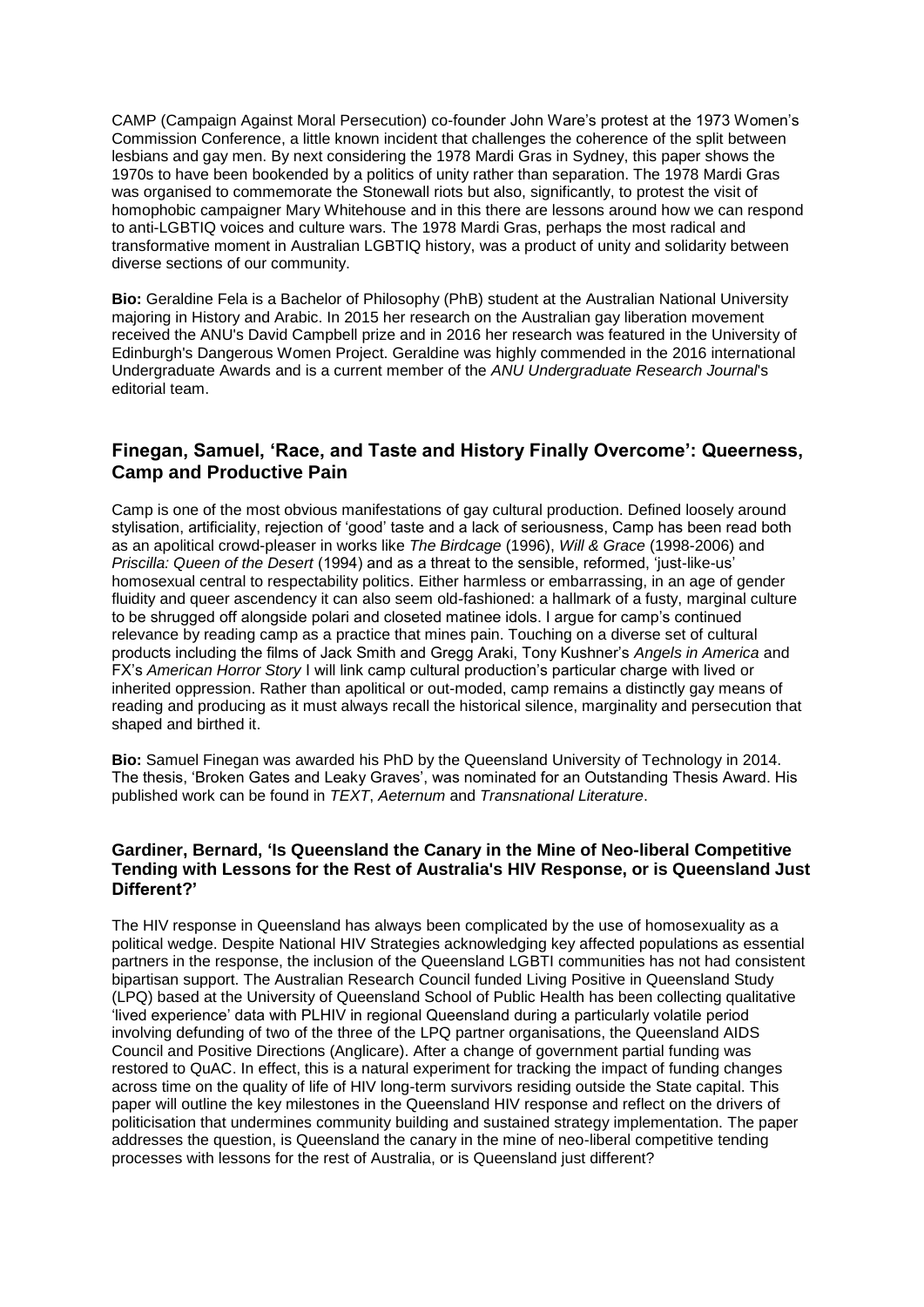CAMP (Campaign Against Moral Persecution) co-founder John Ware's protest at the 1973 Women's Commission Conference, a little known incident that challenges the coherence of the split between lesbians and gay men. By next considering the 1978 Mardi Gras in Sydney, this paper shows the 1970s to have been bookended by a politics of unity rather than separation. The 1978 Mardi Gras was organised to commemorate the Stonewall riots but also, significantly, to protest the visit of homophobic campaigner Mary Whitehouse and in this there are lessons around how we can respond to anti-LGBTIQ voices and culture wars. The 1978 Mardi Gras, perhaps the most radical and transformative moment in Australian LGBTIQ history, was a product of unity and solidarity between diverse sections of our community.

**Bio:** Geraldine Fela is a Bachelor of Philosophy (PhB) student at the Australian National University majoring in History and Arabic. In 2015 her research on the Australian gay liberation movement received the ANU's David Campbell prize and in 2016 her research was featured in the University of Edinburgh's Dangerous Women Project. Geraldine was highly commended in the 2016 international Undergraduate Awards and is a current member of the *ANU Undergraduate Research Journal*'s editorial team.

## Finegan, Samuel, 'Race, and Taste and History Finally Overcome': Queerness, Camp and Productive Pain

Camp is one of the most obvious manifestations of gay cultural production. Defined loosely around stylisation, artificiality, rejection of 'good' taste and a lack of seriousness, Camp has been read both as an apolitical crowd-pleaser in works like *The Birdcage* (1996), *Will & Grace* (1998-2006) and *Priscilla: Queen of the Desert* (1994) and as a threat to the sensible, reformed, 'just-like-us' homosexual central to respectability politics. Either harmless or embarrassing, in an age of gender fluidity and queer ascendency it can also seem old-fashioned: a hallmark of a fusty, marginal culture to be shrugged off alongside polari and closeted matinee idols. I argue for camp's continued relevance by reading camp as a practice that mines pain. Touching on a diverse set of cultural products including the films of Jack Smith and Gregg Araki, Tony Kushner's *Angels in America* and FX's *American Horror Story* I will link camp cultural production's particular charge with lived or inherited oppression. Rather than apolitical or out-moded, camp remains a distinctly gay means of reading and producing as it must always recall the historical silence, marginality and persecution that shaped and birthed it.

**Bio:** Samuel Finegan was awarded his PhD by the Queensland University of Technology in 2014. The thesis, 'Broken Gates and Leaky Graves', was nominated for an Outstanding Thesis Award. His published work can be found in *TEXT*, *Aeternum* and *Transnational Literature*.

### Gardiner, Bernard, 'Is Queensland the Canary in the Mine of Neo-liberal Competitive Tending with Lessons for the Rest of Australia's HIV Response, or is Queensland Just Different?'

The HIV response in Queensland has always been complicated by the use of homosexuality as a political wedge. Despite National HIV Strategies acknowledging key affected populations as essential partners in the response, the inclusion of the Queensland LGBTI communities has not had consistent bipartisan support. The Australian Research Council funded Living Positive in Queensland Study (LPQ) based at the University of Queensland School of Public Health has been collecting qualitative 'lived experience' data with PLHIV in regional Queensland during a particularly volatile period involving defunding of two of the three of the LPQ partner organisations, the Queensland AIDS Council and Positive Directions (Anglicare). After a change of government partial funding was restored to QuAC. In effect, this is a natural experiment for tracking the impact of funding changes across time on the quality of life of HIV long-term survivors residing outside the State capital. This paper will outline the key milestones in the Queensland HIV response and reflect on the drivers of politicisation that undermines community building and sustained strategy implementation. The paper addresses the question, is Queensland the canary in the mine of neo-liberal competitive tending processes with lessons for the rest of Australia, or is Queensland just different?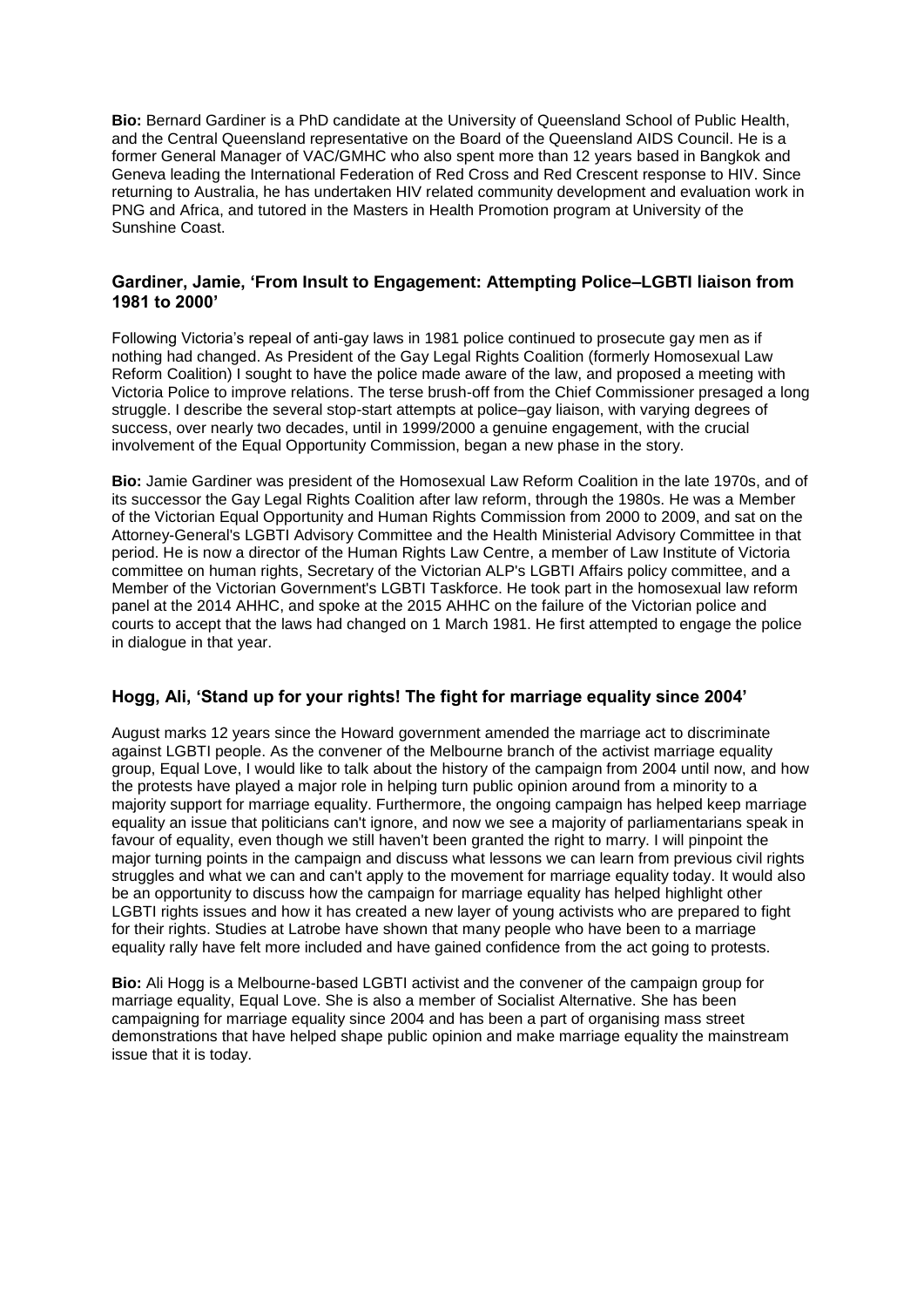**Bio:** Bernard Gardiner is a PhD candidate at the University of Queensland School of Public Health, and the Central Queensland representative on the Board of the Queensland AIDS Council. He is a former General Manager of VAC/GMHC who also spent more than 12 years based in Bangkok and Geneva leading the International Federation of Red Cross and Red Crescent response to HIV. Since returning to Australia, he has undertaken HIV related community development and evaluation work in PNG and Africa, and tutored in the Masters in Health Promotion program at University of the Sunshine Coast.

### Gardiner, Jamie, 'From Insult to Engagement: Attempting Police–LGBTI liaison from 1981 to 2000'

Following Victoria's repeal of anti-gay laws in 1981 police continued to prosecute gay men as if nothing had changed. As President of the Gay Legal Rights Coalition (formerly Homosexual Law Reform Coalition) I sought to have the police made aware of the law, and proposed a meeting with Victoria Police to improve relations. The terse brush-off from the Chief Commissioner presaged a long struggle. I describe the several stop-start attempts at police–gay liaison, with varying degrees of success, over nearly two decades, until in 1999/2000 a genuine engagement, with the crucial involvement of the Equal Opportunity Commission, began a new phase in the story.

**Bio:** Jamie Gardiner was president of the Homosexual Law Reform Coalition in the late 1970s, and of its successor the Gay Legal Rights Coalition after law reform, through the 1980s. He was a Member of the Victorian Equal Opportunity and Human Rights Commission from 2000 to 2009, and sat on the Attorney-General's LGBTI Advisory Committee and the Health Ministerial Advisory Committee in that period. He is now a director of the Human Rights Law Centre, a member of Law Institute of Victoria committee on human rights, Secretary of the Victorian ALP's LGBTI Affairs policy committee, and a Member of the Victorian Government's LGBTI Taskforce. He took part in the homosexual law reform panel at the 2014 AHHC, and spoke at the 2015 AHHC on the failure of the Victorian police and courts to accept that the laws had changed on 1 March 1981. He first attempted to engage the police in dialogue in that year.

### Hogg, Ali, 'Stand up for your rights! The fight for marriage equality since 2004'

August marks 12 years since the Howard government amended the marriage act to discriminate against LGBTI people. As the convener of the Melbourne branch of the activist marriage equality group, Equal Love, I would like to talk about the history of the campaign from 2004 until now, and how the protests have played a major role in helping turn public opinion around from a minority to a majority support for marriage equality. Furthermore, the ongoing campaign has helped keep marriage equality an issue that politicians can't ignore, and now we see a majority of parliamentarians speak in favour of equality, even though we still haven't been granted the right to marry. I will pinpoint the major turning points in the campaign and discuss what lessons we can learn from previous civil rights struggles and what we can and can't apply to the movement for marriage equality today. It would also be an opportunity to discuss how the campaign for marriage equality has helped highlight other LGBTI rights issues and how it has created a new layer of young activists who are prepared to fight for their rights. Studies at Latrobe have shown that many people who have been to a marriage equality rally have felt more included and have gained confidence from the act going to protests.

**Bio:** Ali Hogg is a Melbourne-based LGBTI activist and the convener of the campaign group for marriage equality, Equal Love. She is also a member of Socialist Alternative. She has been campaigning for marriage equality since 2004 and has been a part of organising mass street demonstrations that have helped shape public opinion and make marriage equality the mainstream issue that it is today.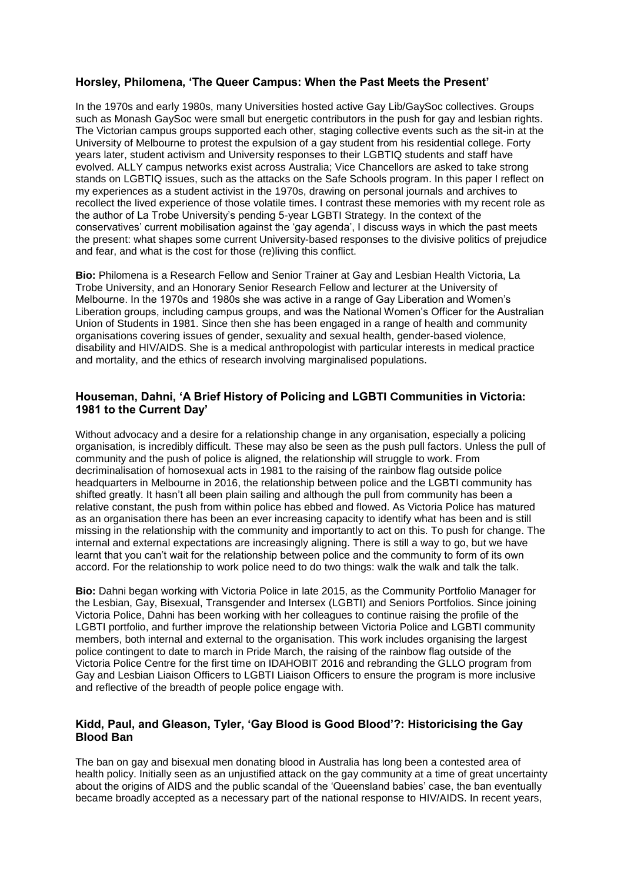### Horsley, Philomena, 'The Queer Campus: When the Past Meets the Present'

In the 1970s and early 1980s, many Universities hosted active Gay Lib/GaySoc collectives. Groups such as Monash GaySoc were small but energetic contributors in the push for gay and lesbian rights. The Victorian campus groups supported each other, staging collective events such as the sit-in at the University of Melbourne to protest the expulsion of a gay student from his residential college. Forty years later, student activism and University responses to their LGBTIQ students and staff have evolved. ALLY campus networks exist across Australia; Vice Chancellors are asked to take strong stands on LGBTIQ issues, such as the attacks on the Safe Schools program. In this paper I reflect on my experiences as a student activist in the 1970s, drawing on personal journals and archives to recollect the lived experience of those volatile times. I contrast these memories with my recent role as the author of La Trobe University's pending 5-year LGBTI Strategy. In the context of the conservatives' current mobilisation against the 'gay agenda', I discuss ways in which the past meets the present: what shapes some current University-based responses to the divisive politics of prejudice and fear, and what is the cost for those (re)living this conflict.

**Bio:** Philomena is a Research Fellow and Senior Trainer at Gay and Lesbian Health Victoria, La Trobe University, and an Honorary Senior Research Fellow and lecturer at the University of Melbourne. In the 1970s and 1980s she was active in a range of Gay Liberation and Women's Liberation groups, including campus groups, and was the National Women's Officer for the Australian Union of Students in 1981. Since then she has been engaged in a range of health and community organisations covering issues of gender, sexuality and sexual health, gender-based violence, disability and HIV/AIDS. She is a medical anthropologist with particular interests in medical practice and mortality, and the ethics of research involving marginalised populations.

### Houseman, Dahni, 'A Brief History of Policing and LGBTI Communities in Victoria: 1981 to the Current Day'

Without advocacy and a desire for a relationship change in any organisation, especially a policing organisation, is incredibly difficult. These may also be seen as the push pull factors. Unless the pull of community and the push of police is aligned, the relationship will struggle to work. From decriminalisation of homosexual acts in 1981 to the raising of the rainbow flag outside police headquarters in Melbourne in 2016, the relationship between police and the LGBTI community has shifted greatly. It hasn't all been plain sailing and although the pull from community has been a relative constant, the push from within police has ebbed and flowed. As Victoria Police has matured as an organisation there has been an ever increasing capacity to identify what has been and is still missing in the relationship with the community and importantly to act on this. To push for change. The internal and external expectations are increasingly aligning. There is still a way to go, but we have learnt that you can't wait for the relationship between police and the community to form of its own accord. For the relationship to work police need to do two things: walk the walk and talk the talk.

**Bio:** Dahni began working with Victoria Police in late 2015, as the Community Portfolio Manager for the Lesbian, Gay, Bisexual, Transgender and Intersex (LGBTI) and Seniors Portfolios. Since joining Victoria Police, Dahni has been working with her colleagues to continue raising the profile of the LGBTI portfolio, and further improve the relationship between Victoria Police and LGBTI community members, both internal and external to the organisation. This work includes organising the largest police contingent to date to march in Pride March, the raising of the rainbow flag outside of the Victoria Police Centre for the first time on IDAHOBIT 2016 and rebranding the GLLO program from Gay and Lesbian Liaison Officers to LGBTI Liaison Officers to ensure the program is more inclusive and reflective of the breadth of people police engage with.

### Kidd, Paul, and Gleason, Tyler, 'Gay Blood is Good Blood'?: Historicising the Gay Blood Ban

The ban on gay and bisexual men donating blood in Australia has long been a contested area of health policy. Initially seen as an unjustified attack on the gay community at a time of great uncertainty about the origins of AIDS and the public scandal of the 'Queensland babies' case, the ban eventually became broadly accepted as a necessary part of the national response to HIV/AIDS. In recent years,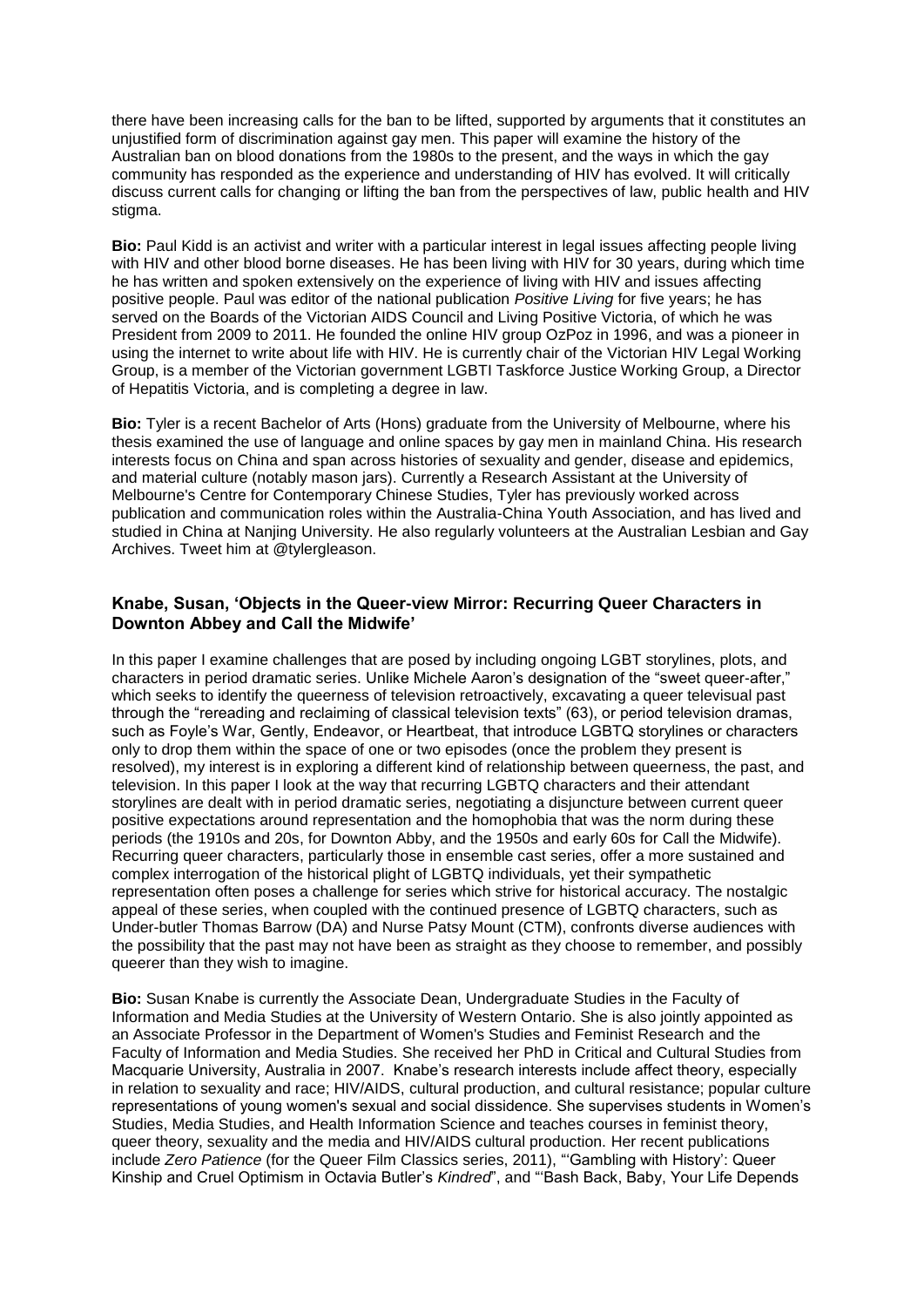there have been increasing calls for the ban to be lifted, supported by arguments that it constitutes an unjustified form of discrimination against gay men. This paper will examine the history of the Australian ban on blood donations from the 1980s to the present, and the ways in which the gay community has responded as the experience and understanding of HIV has evolved. It will critically discuss current calls for changing or lifting the ban from the perspectives of law, public health and HIV stigma.

**Bio:** Paul Kidd is an activist and writer with a particular interest in legal issues affecting people living with HIV and other blood borne diseases. He has been living with HIV for 30 years, during which time he has written and spoken extensively on the experience of living with HIV and issues affecting positive people. Paul was editor of the national publication *Positive Living* for five years; he has served on the Boards of the Victorian AIDS Council and Living Positive Victoria, of which he was President from 2009 to 2011. He founded the online HIV group OzPoz in 1996, and was a pioneer in using the internet to write about life with HIV. He is currently chair of the Victorian HIV Legal Working Group, is a member of the Victorian government LGBTI Taskforce Justice Working Group, a Director of Hepatitis Victoria, and is completing a degree in law.

**Bio:** Tyler is a recent Bachelor of Arts (Hons) graduate from the University of Melbourne, where his thesis examined the use of language and online spaces by gay men in mainland China. His research interests focus on China and span across histories of sexuality and gender, disease and epidemics, and material culture (notably mason jars). Currently a Research Assistant at the University of Melbourne's Centre for Contemporary Chinese Studies, Tyler has previously worked across publication and communication roles within the Australia-China Youth Association, and has lived and studied in China at Nanjing University. He also regularly volunteers at the Australian Lesbian and Gay Archives. Tweet him at @tylergleason.

### Knabe, Susan, 'Objects in the Queer-view Mirror: Recurring Queer Characters in Downton Abbey and Call the Midwife'

In this paper I examine challenges that are posed by including ongoing LGBT storylines, plots, and characters in period dramatic series. Unlike Michele Aaron's designation of the "sweet queer-after," which seeks to identify the queerness of television retroactively, excavating a queer televisual past through the "rereading and reclaiming of classical television texts" (63), or period television dramas, such as Foyle's War, Gently, Endeavor, or Heartbeat, that introduce LGBTQ storylines or characters only to drop them within the space of one or two episodes (once the problem they present is resolved), my interest is in exploring a different kind of relationship between queerness, the past, and television. In this paper I look at the way that recurring LGBTQ characters and their attendant storylines are dealt with in period dramatic series, negotiating a disjuncture between current queer positive expectations around representation and the homophobia that was the norm during these periods (the 1910s and 20s, for Downton Abby, and the 1950s and early 60s for Call the Midwife). Recurring queer characters, particularly those in ensemble cast series, offer a more sustained and complex interrogation of the historical plight of LGBTQ individuals, yet their sympathetic representation often poses a challenge for series which strive for historical accuracy. The nostalgic appeal of these series, when coupled with the continued presence of LGBTQ characters, such as Under-butler Thomas Barrow (DA) and Nurse Patsy Mount (CTM), confronts diverse audiences with the possibility that the past may not have been as straight as they choose to remember, and possibly queerer than they wish to imagine.

**Bio:** Susan Knabe is currently the Associate Dean, Undergraduate Studies in the Faculty of Information and Media Studies at the University of Western Ontario. She is also jointly appointed as an Associate Professor in the Department of Women's Studies and Feminist Research and the Faculty of Information and Media Studies. She received her PhD in Critical and Cultural Studies from Macquarie University, Australia in 2007. Knabe's research interests include affect theory, especially in relation to sexuality and race; HIV/AIDS, cultural production, and cultural resistance; popular culture representations of young women's sexual and social dissidence. She supervises students in Women's Studies, Media Studies, and Health Information Science and teaches courses in feminist theory, queer theory, sexuality and the media and HIV/AIDS cultural production. Her recent publications include *Zero Patience* (for the Queer Film Classics series, 2011), "'Gambling with History': Queer Kinship and Cruel Optimism in Octavia Butler's *Kindred*", and "'Bash Back, Baby, Your Life Depends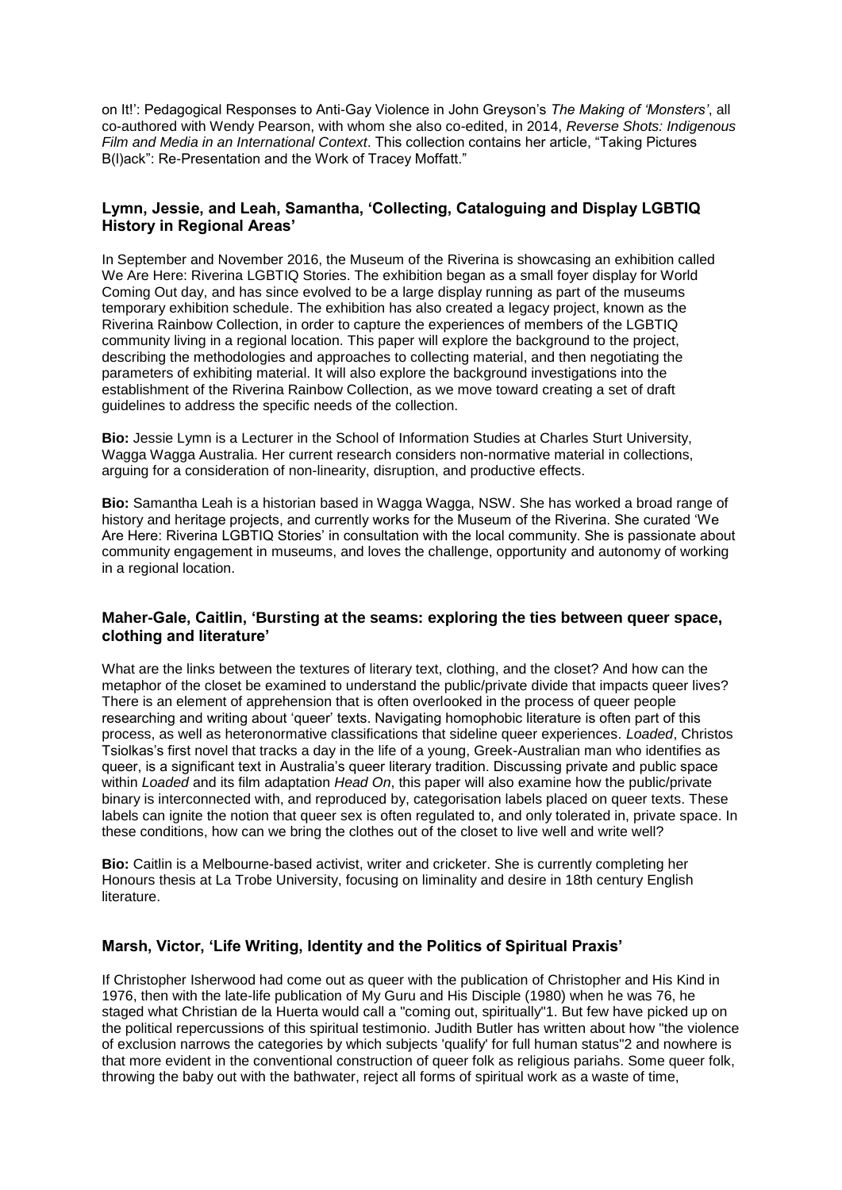on It!': Pedagogical Responses to Anti-Gay Violence in John Greyson's *The Making of 'Monsters'*, all co-authored with Wendy Pearson, with whom she also co-edited, in 2014, *Reverse Shots: Indigenous Film and Media in an International Context*. This collection contains her article, "Taking Pictures B(l)ack": Re-Presentation and the Work of Tracey Moffatt."

### Lymn, Jessie, and Leah, Samantha, 'Collecting, Cataloguing and Display LGBTIQ History in Regional Areas'

In September and November 2016, the Museum of the Riverina is showcasing an exhibition called We Are Here: Riverina LGBTIQ Stories. The exhibition began as a small foyer display for World Coming Out day, and has since evolved to be a large display running as part of the museums temporary exhibition schedule. The exhibition has also created a legacy project, known as the Riverina Rainbow Collection, in order to capture the experiences of members of the LGBTIQ community living in a regional location. This paper will explore the background to the project, describing the methodologies and approaches to collecting material, and then negotiating the parameters of exhibiting material. It will also explore the background investigations into the establishment of the Riverina Rainbow Collection, as we move toward creating a set of draft guidelines to address the specific needs of the collection.

**Bio:** Jessie Lymn is a Lecturer in the School of Information Studies at Charles Sturt University, Wagga Wagga Australia. Her current research considers non-normative material in collections, arguing for a consideration of non-linearity, disruption, and productive effects.

**Bio:** Samantha Leah is a historian based in Wagga Wagga, NSW. She has worked a broad range of history and heritage projects, and currently works for the Museum of the Riverina. She curated 'We Are Here: Riverina LGBTIQ Stories' in consultation with the local community. She is passionate about community engagement in museums, and loves the challenge, opportunity and autonomy of working in a regional location.

### Maher-Gale, Caitlin, 'Bursting at the seams: exploring the ties between queer space, clothing and literature'

What are the links between the textures of literary text, clothing, and the closet? And how can the metaphor of the closet be examined to understand the public/private divide that impacts queer lives? There is an element of apprehension that is often overlooked in the process of queer people researching and writing about 'queer' texts. Navigating homophobic literature is often part of this process, as well as heteronormative classifications that sideline queer experiences. *Loaded*, Christos Tsiolkas's first novel that tracks a day in the life of a young, Greek-Australian man who identifies as queer, is a significant text in Australia's queer literary tradition. Discussing private and public space within *Loaded* and its film adaptation *Head On*, this paper will also examine how the public/private binary is interconnected with, and reproduced by, categorisation labels placed on queer texts. These labels can ignite the notion that queer sex is often regulated to, and only tolerated in, private space. In these conditions, how can we bring the clothes out of the closet to live well and write well?

**Bio:** Caitlin is a Melbourne-based activist, writer and cricketer. She is currently completing her Honours thesis at La Trobe University, focusing on liminality and desire in 18th century English literature.

### Marsh, Victor, 'Life Writing, Identity and the Politics of Spiritual Praxis'

If Christopher Isherwood had come out as queer with the publication of Christopher and His Kind in 1976, then with the late-life publication of My Guru and His Disciple (1980) when he was 76, he staged what Christian de la Huerta would call a "coming out, spiritually"1. But few have picked up on the political repercussions of this spiritual testimonio. Judith Butler has written about how "the violence of exclusion narrows the categories by which subjects 'qualify' for full human status"2 and nowhere is that more evident in the conventional construction of queer folk as religious pariahs. Some queer folk, throwing the baby out with the bathwater, reject all forms of spiritual work as a waste of time,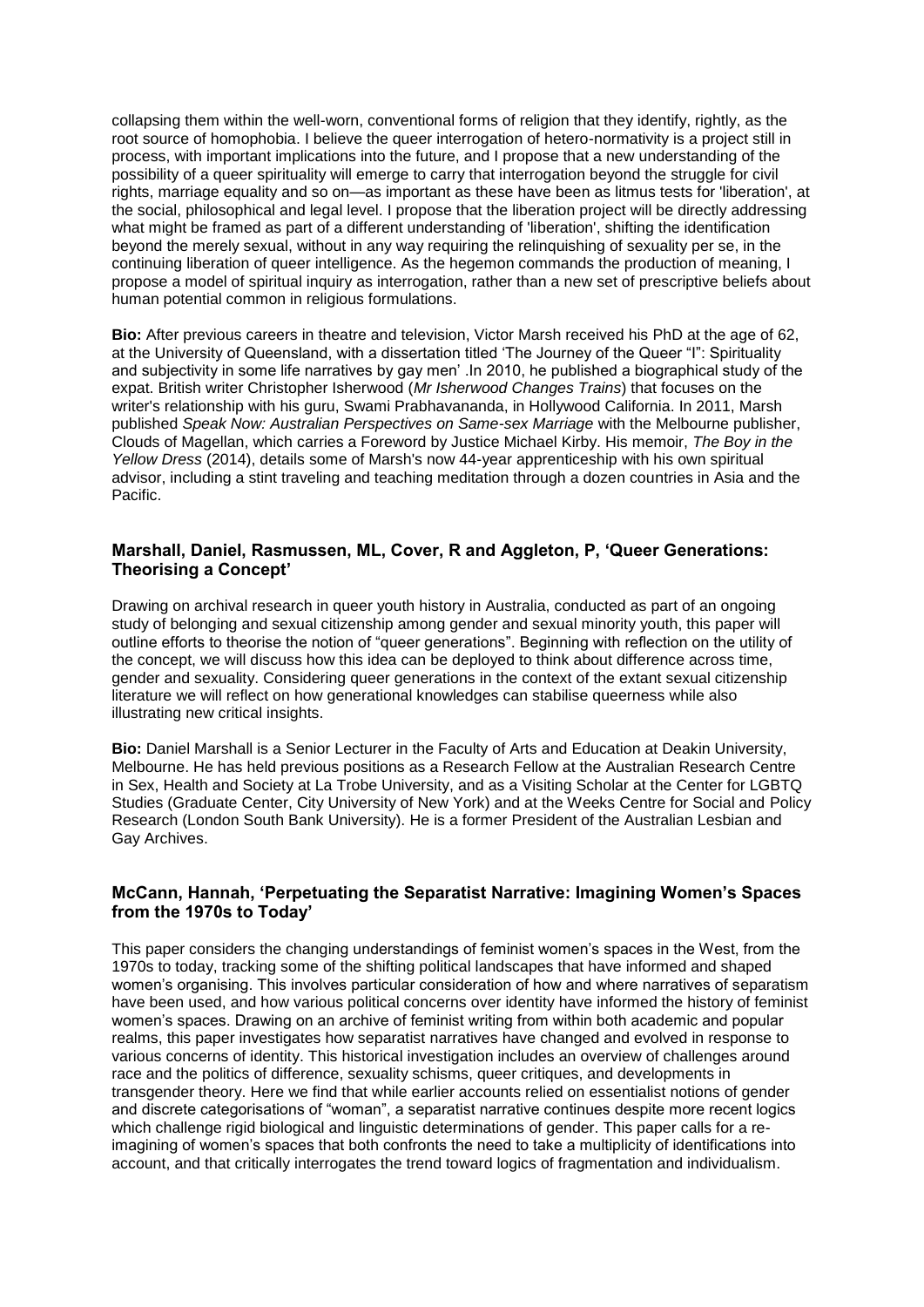collapsing them within the well-worn, conventional forms of religion that they identify, rightly, as the root source of homophobia. I believe the queer interrogation of hetero-normativity is a project still in process, with important implications into the future, and I propose that a new understanding of the possibility of a queer spirituality will emerge to carry that interrogation beyond the struggle for civil rights, marriage equality and so on—as important as these have been as litmus tests for 'liberation', at the social, philosophical and legal level. I propose that the liberation project will be directly addressing what might be framed as part of a different understanding of 'liberation', shifting the identification beyond the merely sexual, without in any way requiring the relinquishing of sexuality per se, in the continuing liberation of queer intelligence. As the hegemon commands the production of meaning, I propose a model of spiritual inquiry as interrogation, rather than a new set of prescriptive beliefs about human potential common in religious formulations.

**Bio:** After previous careers in theatre and television, Victor Marsh received his PhD at the age of 62, at the University of Queensland, with a dissertation titled 'The Journey of the Queer "I": Spirituality and subjectivity in some life narratives by gay men' .In 2010, he published a biographical study of the expat. British writer Christopher Isherwood (*Mr Isherwood Changes Trains*) that focuses on the writer's relationship with his guru, Swami Prabhavananda, in Hollywood California. In 2011, Marsh published *Speak Now: Australian Perspectives on Same-sex Marriage* with the Melbourne publisher, Clouds of Magellan, which carries a Foreword by Justice Michael Kirby. His memoir, *The Boy in the Yellow Dress* (2014), details some of Marsh's now 44-year apprenticeship with his own spiritual advisor, including a stint traveling and teaching meditation through a dozen countries in Asia and the Pacific.

### Marshall, Daniel, Rasmussen, ML, Cover, R and Aggleton, P, 'Queer Generations: Theorising a Concept'

Drawing on archival research in queer youth history in Australia, conducted as part of an ongoing study of belonging and sexual citizenship among gender and sexual minority youth, this paper will outline efforts to theorise the notion of "queer generations". Beginning with reflection on the utility of the concept, we will discuss how this idea can be deployed to think about difference across time, gender and sexuality. Considering queer generations in the context of the extant sexual citizenship literature we will reflect on how generational knowledges can stabilise queerness while also illustrating new critical insights.

**Bio:** Daniel Marshall is a Senior Lecturer in the Faculty of Arts and Education at Deakin University, Melbourne. He has held previous positions as a Research Fellow at the Australian Research Centre in Sex, Health and Society at La Trobe University, and as a Visiting Scholar at the Center for LGBTQ Studies (Graduate Center, City University of New York) and at the Weeks Centre for Social and Policy Research (London South Bank University). He is a former President of the Australian Lesbian and Gay Archives.

### McCann, Hannah, 'Perpetuating the Separatist Narrative: Imagining Women's Spaces from the 1970s to Today'

This paper considers the changing understandings of feminist women's spaces in the West, from the 1970s to today, tracking some of the shifting political landscapes that have informed and shaped women's organising. This involves particular consideration of how and where narratives of separatism have been used, and how various political concerns over identity have informed the history of feminist women's spaces. Drawing on an archive of feminist writing from within both academic and popular realms, this paper investigates how separatist narratives have changed and evolved in response to various concerns of identity. This historical investigation includes an overview of challenges around race and the politics of difference, sexuality schisms, queer critiques, and developments in transgender theory. Here we find that while earlier accounts relied on essentialist notions of gender and discrete categorisations of "woman", a separatist narrative continues despite more recent logics which challenge rigid biological and linguistic determinations of gender. This paper calls for a re-imagining of women's spaces that both confronts the need to take a multiplicity of identifications into account, and that critically interrogates the trend toward logics of fragmentation and individualism.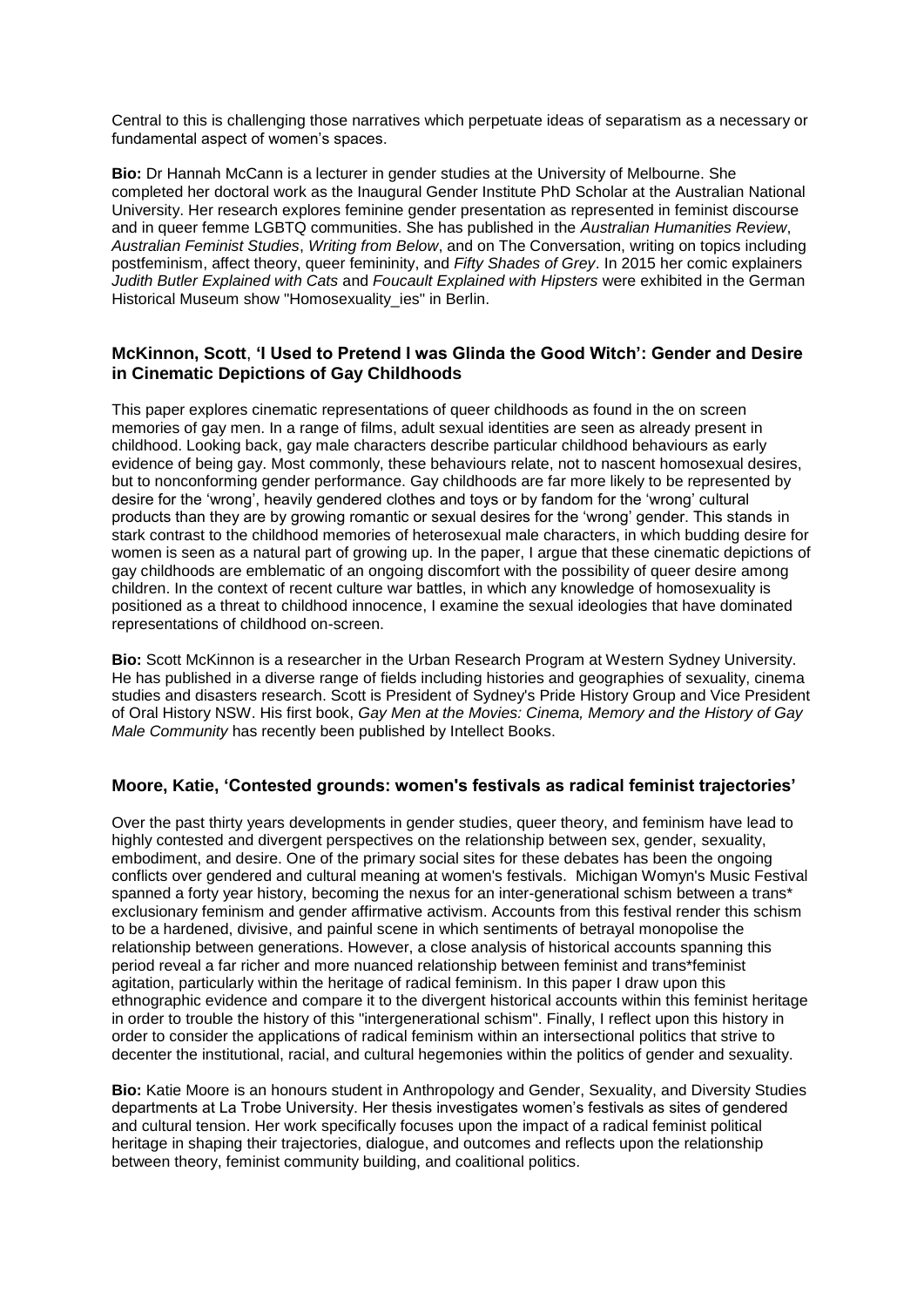Central to this is challenging those narratives which perpetuate ideas of separatism as a necessary or fundamental aspect of women's spaces.

**Bio:** Dr Hannah McCann is a lecturer in gender studies at the University of Melbourne. She completed her doctoral work as the Inaugural Gender Institute PhD Scholar at the Australian National University. Her research explores feminine gender presentation as represented in feminist discourse and in queer femme LGBTQ communities. She has published in the *Australian Humanities Review*, *Australian Feminist Studies*, *Writing from Below*, and on The Conversation, writing on topics including postfeminism, affect theory, queer femininity, and *Fifty Shades of Grey*. In 2015 her comic explainers *Judith Butler Explained with Cats* and *Foucault Explained with Hipsters* were exhibited in the German Historical Museum show "Homosexuality_ies" in Berlin.

### McKinnon, Scott, 'I Used to Pretend I was Glinda the Good Witch': Gender and Desire in Cinematic Depictions of Gay Childhoods

This paper explores cinematic representations of queer childhoods as found in the on screen memories of gay men. In a range of films, adult sexual identities are seen as already present in childhood. Looking back, gay male characters describe particular childhood behaviours as early evidence of being gay. Most commonly, these behaviours relate, not to nascent homosexual desires, but to nonconforming gender performance. Gay childhoods are far more likely to be represented by desire for the 'wrong', heavily gendered clothes and toys or by fandom for the 'wrong' cultural products than they are by growing romantic or sexual desires for the 'wrong' gender. This stands in stark contrast to the childhood memories of heterosexual male characters, in which budding desire for women is seen as a natural part of growing up. In the paper, I argue that these cinematic depictions of gay childhoods are emblematic of an ongoing discomfort with the possibility of queer desire among children. In the context of recent culture war battles, in which any knowledge of homosexuality is positioned as a threat to childhood innocence, I examine the sexual ideologies that have dominated representations of childhood on-screen.

**Bio:** Scott McKinnon is a researcher in the Urban Research Program at Western Sydney University. He has published in a diverse range of fields including histories and geographies of sexuality, cinema studies and disasters research. Scott is President of Sydney's Pride History Group and Vice President of Oral History NSW. His first book, *Gay Men at the Movies: Cinema, Memory and the History of Gay Male Community* has recently been published by Intellect Books.

### Moore, Katie, 'Contested grounds: women's festivals as radical feminist trajectories'

Over the past thirty years developments in gender studies, queer theory, and feminism have lead to highly contested and divergent perspectives on the relationship between sex, gender, sexuality, embodiment, and desire. One of the primary social sites for these debates has been the ongoing conflicts over gendered and cultural meaning at women's festivals. Michigan Womyn's Music Festival spanned a forty year history, becoming the nexus for an inter-generational schism between a trans* exclusionary feminism and gender affirmative activism. Accounts from this festival render this schism to be a hardened, divisive, and painful scene in which sentiments of betrayal monopolise the relationship between generations. However, a close analysis of historical accounts spanning this period reveal a far richer and more nuanced relationship between feminist and trans*feminist agitation, particularly within the heritage of radical feminism. In this paper I draw upon this ethnographic evidence and compare it to the divergent historical accounts within this feminist heritage in order to trouble the history of this "intergenerational schism". Finally, I reflect upon this history in order to consider the applications of radical feminism within an intersectional politics that strive to decenter the institutional, racial, and cultural hegemonies within the politics of gender and sexuality.

**Bio:** Katie Moore is an honours student in Anthropology and Gender, Sexuality, and Diversity Studies departments at La Trobe University. Her thesis investigates women's festivals as sites of gendered and cultural tension. Her work specifically focuses upon the impact of a radical feminist political heritage in shaping their trajectories, dialogue, and outcomes and reflects upon the relationship between theory, feminist community building, and coalitional politics.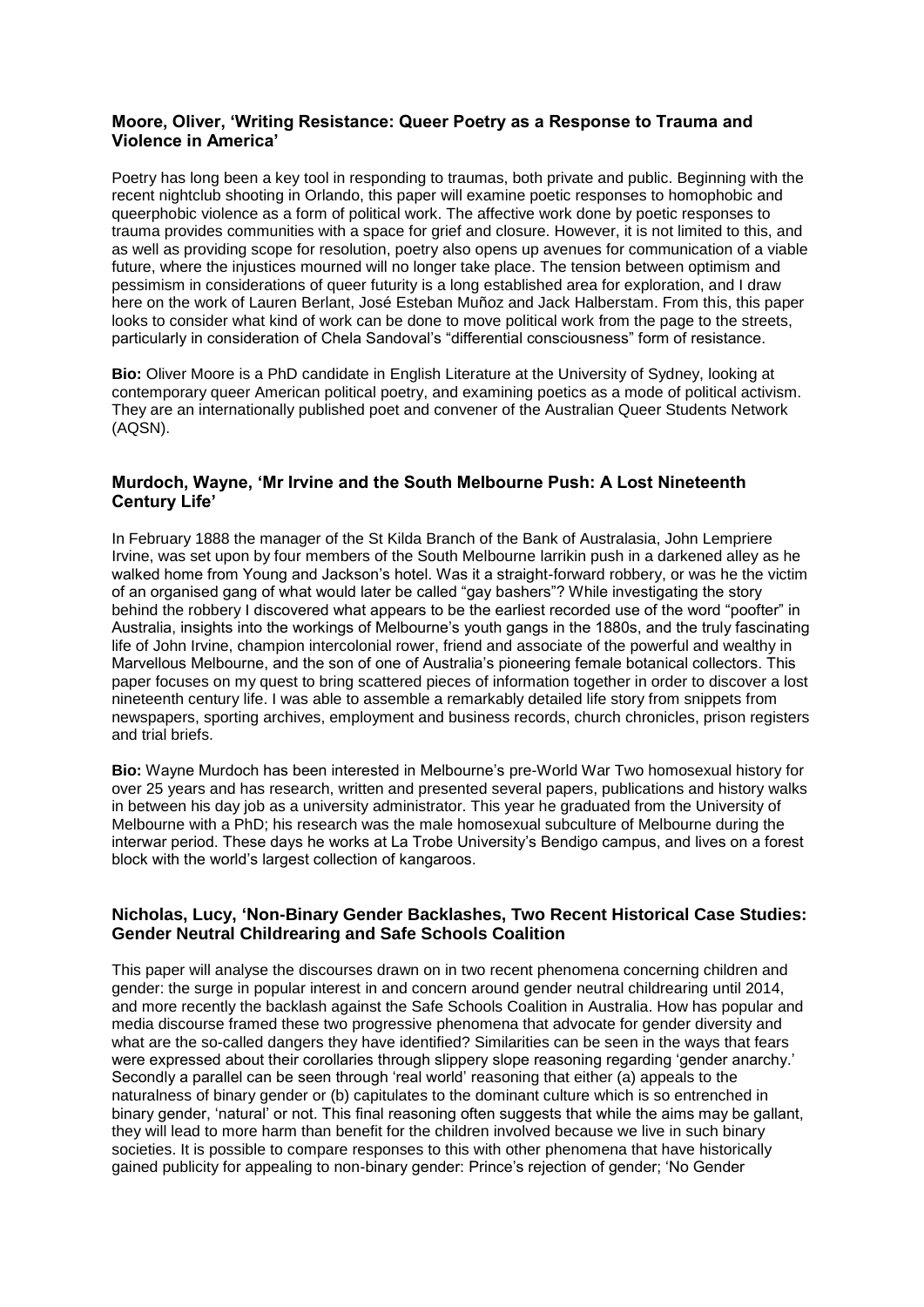### Moore, Oliver, 'Writing Resistance: Queer Poetry as a Response to Trauma and Violence in America'

Poetry has long been a key tool in responding to traumas, both private and public. Beginning with the recent nightclub shooting in Orlando, this paper will examine poetic responses to homophobic and queerphobic violence as a form of political work. The affective work done by poetic responses to trauma provides communities with a space for grief and closure. However, it is not limited to this, and as well as providing scope for resolution, poetry also opens up avenues for communication of a viable future, where the injustices mourned will no longer take place. The tension between optimism and pessimism in considerations of queer futurity is a long established area for exploration, and I draw here on the work of Lauren Berlant, José Esteban Muñoz and Jack Halberstam. From this, this paper looks to consider what kind of work can be done to move political work from the page to the streets, particularly in consideration of Chela Sandoval's "differential consciousness" form of resistance.

**Bio:** Oliver Moore is a PhD candidate in English Literature at the University of Sydney, looking at contemporary queer American political poetry, and examining poetics as a mode of political activism. They are an internationally published poet and convener of the Australian Queer Students Network (AQSN).

### Murdoch, Wayne, 'Mr Irvine and the South Melbourne Push: A Lost Nineteenth Century Life'

In February 1888 the manager of the St Kilda Branch of the Bank of Australasia, John Lempriere Irvine, was set upon by four members of the South Melbourne larrikin push in a darkened alley as he walked home from Young and Jackson's hotel. Was it a straight-forward robbery, or was he the victim of an organised gang of what would later be called "gay bashers"? While investigating the story behind the robbery I discovered what appears to be the earliest recorded use of the word "poofter" in Australia, insights into the workings of Melbourne's youth gangs in the 1880s, and the truly fascinating life of John Irvine, champion intercolonial rower, friend and associate of the powerful and wealthy in Marvellous Melbourne, and the son of one of Australia's pioneering female botanical collectors. This paper focuses on my quest to bring scattered pieces of information together in order to discover a lost nineteenth century life. I was able to assemble a remarkably detailed life story from snippets from newspapers, sporting archives, employment and business records, church chronicles, prison registers and trial briefs.

**Bio:** Wayne Murdoch has been interested in Melbourne's pre-World War Two homosexual history for over 25 years and has research, written and presented several papers, publications and history walks in between his day job as a university administrator. This year he graduated from the University of Melbourne with a PhD; his research was the male homosexual subculture of Melbourne during the interwar period. These days he works at La Trobe University's Bendigo campus, and lives on a forest block with the world's largest collection of kangaroos.

### Nicholas, Lucy, 'Non-Binary Gender Backlashes, Two Recent Historical Case Studies: Gender Neutral Childrearing and Safe Schools Coalition

This paper will analyse the discourses drawn on in two recent phenomena concerning children and gender: the surge in popular interest in and concern around gender neutral childrearing until 2014, and more recently the backlash against the Safe Schools Coalition in Australia. How has popular and media discourse framed these two progressive phenomena that advocate for gender diversity and what are the so-called dangers they have identified? Similarities can be seen in the ways that fears were expressed about their corollaries through slippery slope reasoning regarding 'gender anarchy.' Secondly a parallel can be seen through 'real world' reasoning that either (a) appeals to the naturalness of binary gender or (b) capitulates to the dominant culture which is so entrenched in binary gender, 'natural' or not. This final reasoning often suggests that while the aims may be gallant, they will lead to more harm than benefit for the children involved because we live in such binary societies. It is possible to compare responses to this with other phenomena that have historically gained publicity for appealing to non-binary gender: Prince's rejection of gender; 'No Gender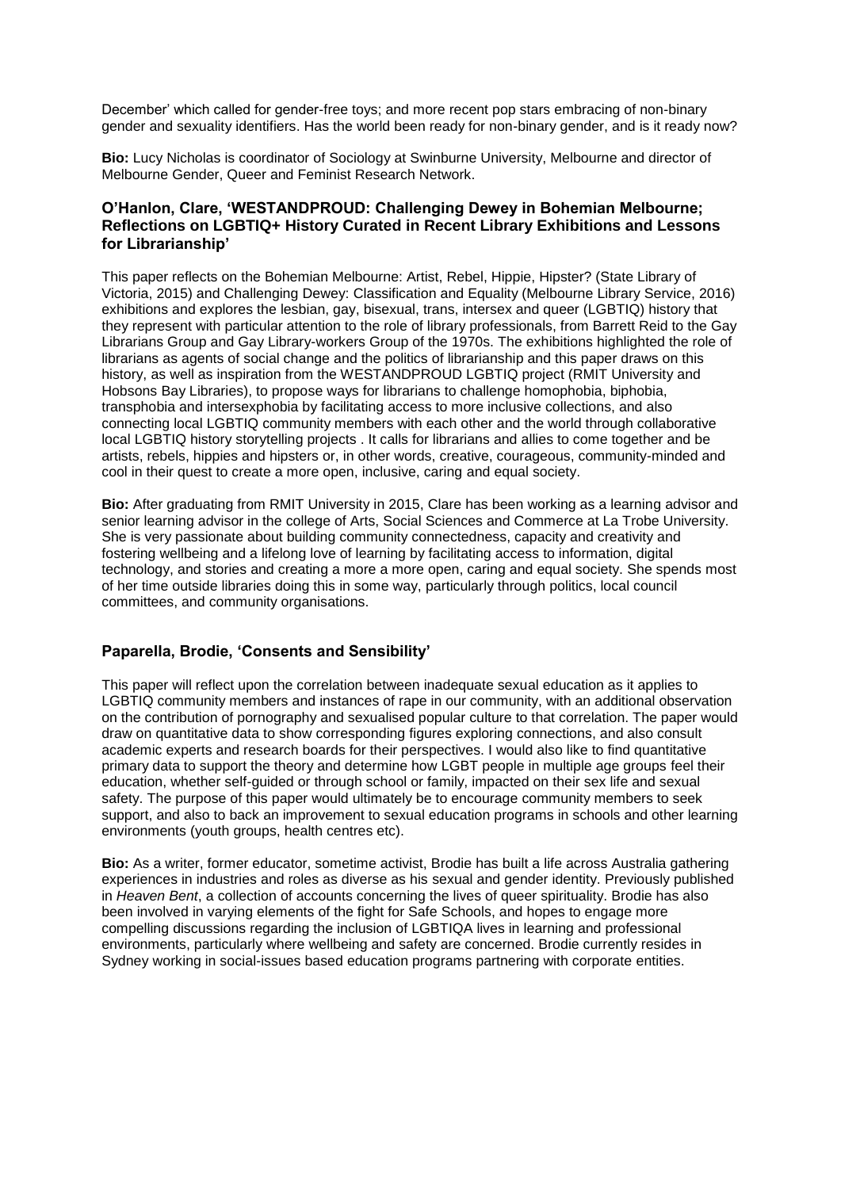December' which called for gender-free toys; and more recent pop stars embracing of non-binary gender and sexuality identifiers. Has the world been ready for non-binary gender, and is it ready now?

**Bio:** Lucy Nicholas is coordinator of Sociology at Swinburne University, Melbourne and director of Melbourne Gender, Queer and Feminist Research Network.

### O'Hanlon, Clare, 'WESTANDPROUD: Challenging Dewey in Bohemian Melbourne; Reflections on LGBTIQ+ History Curated in Recent Library Exhibitions and Lessons for Librarianship'

This paper reflects on the Bohemian Melbourne: Artist, Rebel, Hippie, Hipster? (State Library of Victoria, 2015) and Challenging Dewey: Classification and Equality (Melbourne Library Service, 2016) exhibitions and explores the lesbian, gay, bisexual, trans, intersex and queer (LGBTIQ) history that they represent with particular attention to the role of library professionals, from Barrett Reid to the Gay Librarians Group and Gay Library-workers Group of the 1970s. The exhibitions highlighted the role of librarians as agents of social change and the politics of librarianship and this paper draws on this history, as well as inspiration from the WESTANDPROUD LGBTIQ project (RMIT University and Hobsons Bay Libraries), to propose ways for librarians to challenge homophobia, biphobia, transphobia and intersexphobia by facilitating access to more inclusive collections, and also connecting local LGBTIQ community members with each other and the world through collaborative local LGBTIQ history storytelling projects . It calls for librarians and allies to come together and be artists, rebels, hippies and hipsters or, in other words, creative, courageous, community-minded and cool in their quest to create a more open, inclusive, caring and equal society.

**Bio:** After graduating from RMIT University in 2015, Clare has been working as a learning advisor and senior learning advisor in the college of Arts, Social Sciences and Commerce at La Trobe University. She is very passionate about building community connectedness, capacity and creativity and fostering wellbeing and a lifelong love of learning by facilitating access to information, digital technology, and stories and creating a more a more open, caring and equal society. She spends most of her time outside libraries doing this in some way, particularly through politics, local council committees, and community organisations.

### Paparella, Brodie, 'Consents and Sensibility'

This paper will reflect upon the correlation between inadequate sexual education as it applies to LGBTIQ community members and instances of rape in our community, with an additional observation on the contribution of pornography and sexualised popular culture to that correlation. The paper would draw on quantitative data to show corresponding figures exploring connections, and also consult academic experts and research boards for their perspectives. I would also like to find quantitative primary data to support the theory and determine how LGBT people in multiple age groups feel their education, whether self-guided or through school or family, impacted on their sex life and sexual safety. The purpose of this paper would ultimately be to encourage community members to seek support, and also to back an improvement to sexual education programs in schools and other learning environments (youth groups, health centres etc).

**Bio:** As a writer, former educator, sometime activist, Brodie has built a life across Australia gathering experiences in industries and roles as diverse as his sexual and gender identity. Previously published in *Heaven Bent*, a collection of accounts concerning the lives of queer spirituality. Brodie has also been involved in varying elements of the fight for Safe Schools, and hopes to engage more compelling discussions regarding the inclusion of LGBTIQA lives in learning and professional environments, particularly where wellbeing and safety are concerned. Brodie currently resides in Sydney working in social-issues based education programs partnering with corporate entities.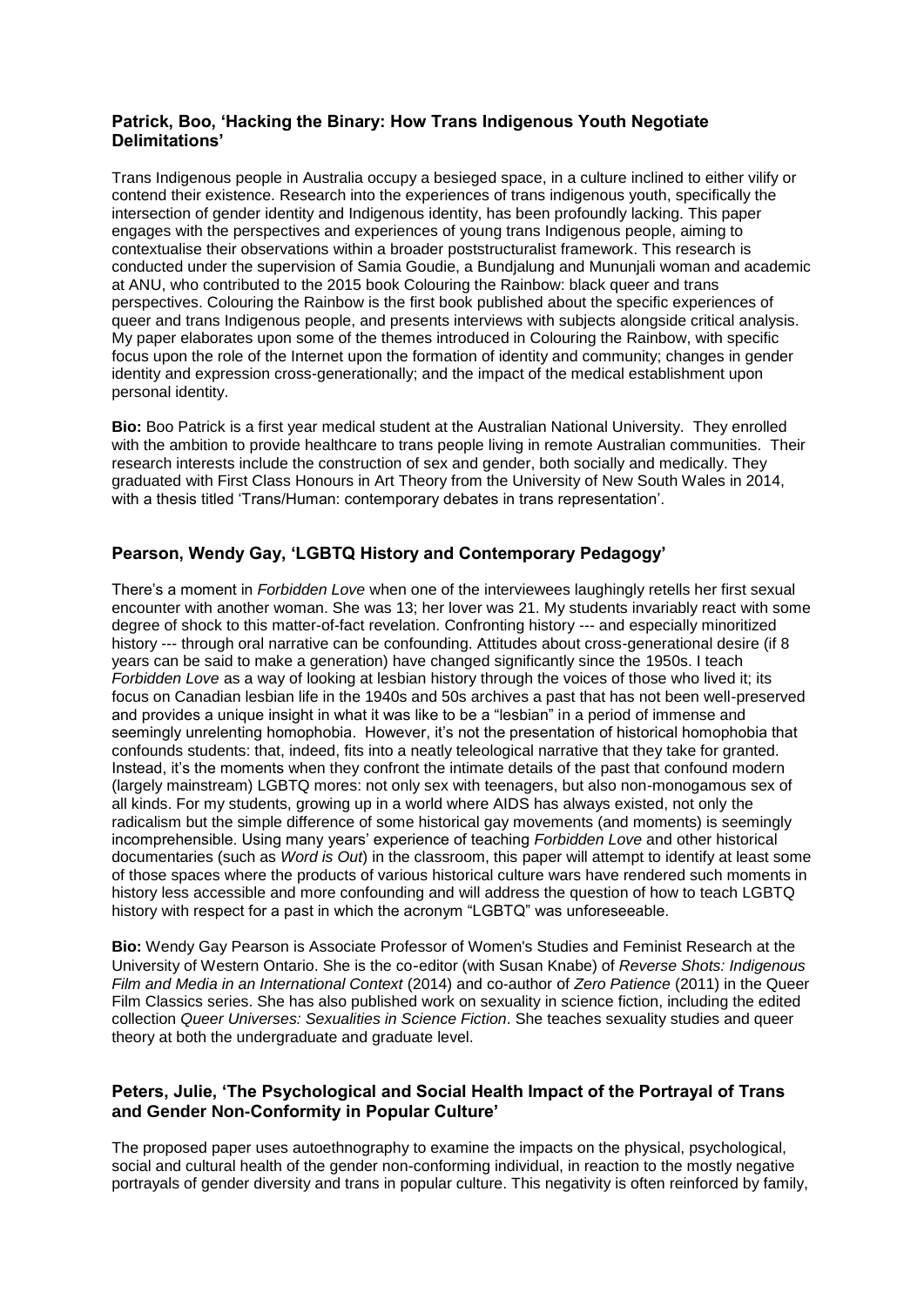### Patrick, Boo, 'Hacking the Binary: How Trans Indigenous Youth Negotiate Delimitations'

Trans Indigenous people in Australia occupy a besieged space, in a culture inclined to either vilify or contend their existence. Research into the experiences of trans indigenous youth, specifically the intersection of gender identity and Indigenous identity, has been profoundly lacking. This paper engages with the perspectives and experiences of young trans Indigenous people, aiming to contextualise their observations within a broader poststructuralist framework. This research is conducted under the supervision of Samia Goudie, a Bundjalung and Mununjali woman and academic at ANU, who contributed to the 2015 book Colouring the Rainbow: black queer and trans perspectives. Colouring the Rainbow is the first book published about the specific experiences of queer and trans Indigenous people, and presents interviews with subjects alongside critical analysis. My paper elaborates upon some of the themes introduced in Colouring the Rainbow, with specific focus upon the role of the Internet upon the formation of identity and community; changes in gender identity and expression cross-generationally; and the impact of the medical establishment upon personal identity.

**Bio:** Boo Patrick is a first year medical student at the Australian National University. They enrolled with the ambition to provide healthcare to trans people living in remote Australian communities. Their research interests include the construction of sex and gender, both socially and medically. They graduated with First Class Honours in Art Theory from the University of New South Wales in 2014, with a thesis titled 'Trans/Human: contemporary debates in trans representation'.

### Pearson, Wendy Gay, 'LGBTQ History and Contemporary Pedagogy'

There's a moment in *Forbidden Love* when one of the interviewees laughingly retells her first sexual encounter with another woman. She was 13; her lover was 21. My students invariably react with some degree of shock to this matter-of-fact revelation. Confronting history --- and especially minoritized history --- through oral narrative can be confounding. Attitudes about cross-generational desire (if 8 years can be said to make a generation) have changed significantly since the 1950s. I teach *Forbidden Love* as a way of looking at lesbian history through the voices of those who lived it; its focus on Canadian lesbian life in the 1940s and 50s archives a past that has not been well-preserved and provides a unique insight in what it was like to be a "lesbian" in a period of immense and seemingly unrelenting homophobia. However, it's not the presentation of historical homophobia that confounds students: that, indeed, fits into a neatly teleological narrative that they take for granted. Instead, it's the moments when they confront the intimate details of the past that confound modern (largely mainstream) LGBTQ mores: not only sex with teenagers, but also non-monogamous sex of all kinds. For my students, growing up in a world where AIDS has always existed, not only the radicalism but the simple difference of some historical gay movements (and moments) is seemingly incomprehensible. Using many years' experience of teaching *Forbidden Love* and other historical documentaries (such as *Word is Out*) in the classroom, this paper will attempt to identify at least some of those spaces where the products of various historical culture wars have rendered such moments in history less accessible and more confounding and will address the question of how to teach LGBTQ history with respect for a past in which the acronym "LGBTQ" was unforeseeable.

**Bio:** Wendy Gay Pearson is Associate Professor of Women's Studies and Feminist Research at the University of Western Ontario. She is the co-editor (with Susan Knabe) of *Reverse Shots: Indigenous Film and Media in an International Context* (2014) and co-author of *Zero Patience* (2011) in the Queer Film Classics series. She has also published work on sexuality in science fiction, including the edited collection *Queer Universes: Sexualities in Science Fiction*. She teaches sexuality studies and queer theory at both the undergraduate and graduate level.

### Peters, Julie, 'The Psychological and Social Health Impact of the Portrayal of Trans and Gender Non-Conformity in Popular Culture'

The proposed paper uses autoethnography to examine the impacts on the physical, psychological, social and cultural health of the gender non-conforming individual, in reaction to the mostly negative portrayals of gender diversity and trans in popular culture. This negativity is often reinforced by family,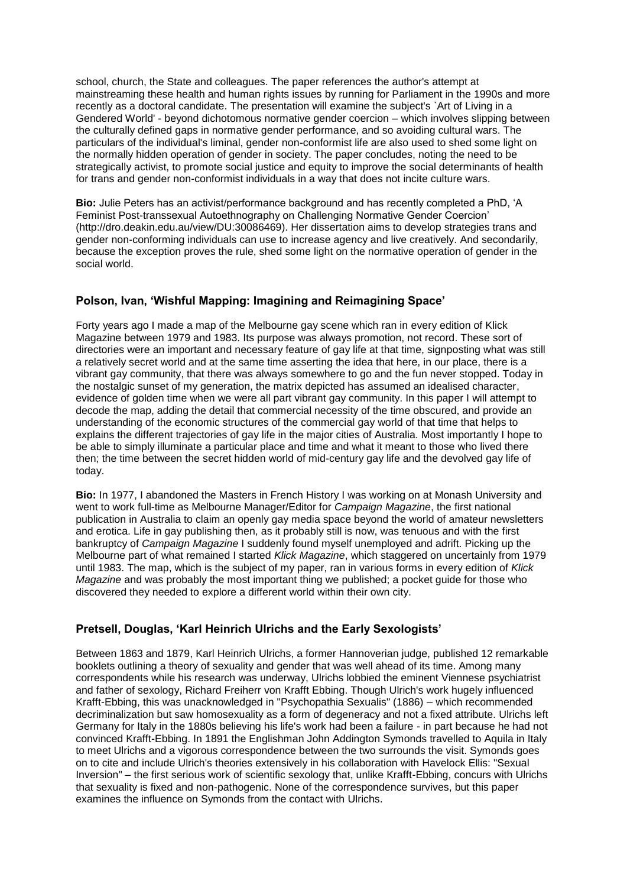school, church, the State and colleagues. The paper references the author's attempt at mainstreaming these health and human rights issues by running for Parliament in the 1990s and more recently as a doctoral candidate. The presentation will examine the subject's `Art of Living in a Gendered World' - beyond dichotomous normative gender coercion – which involves slipping between the culturally defined gaps in normative gender performance, and so avoiding cultural wars. The particulars of the individual's liminal, gender non-conformist life are also used to shed some light on the normally hidden operation of gender in society. The paper concludes, noting the need to be strategically activist, to promote social justice and equity to improve the social determinants of health for trans and gender non-conformist individuals in a way that does not incite culture wars.

**Bio:** Julie Peters has an activist/performance background and has recently completed a PhD, 'A Feminist Post-transsexual Autoethnography on Challenging Normative Gender Coercion' (http://dro.deakin.edu.au/view/DU:30086469). Her dissertation aims to develop strategies trans and gender non-conforming individuals can use to increase agency and live creatively. And secondarily, because the exception proves the rule, shed some light on the normative operation of gender in the social world.

### Polson, Ivan, 'Wishful Mapping: Imagining and Reimagining Space'

Forty years ago I made a map of the Melbourne gay scene which ran in every edition of Klick Magazine between 1979 and 1983. Its purpose was always promotion, not record. These sort of directories were an important and necessary feature of gay life at that time, signposting what was still a relatively secret world and at the same time asserting the idea that here, in our place, there is a vibrant gay community, that there was always somewhere to go and the fun never stopped. Today in the nostalgic sunset of my generation, the matrix depicted has assumed an idealised character, evidence of golden time when we were all part vibrant gay community. In this paper I will attempt to decode the map, adding the detail that commercial necessity of the time obscured, and provide an understanding of the economic structures of the commercial gay world of that time that helps to explains the different trajectories of gay life in the major cities of Australia. Most importantly I hope to be able to simply illuminate a particular place and time and what it meant to those who lived there then; the time between the secret hidden world of mid-century gay life and the devolved gay life of today.

**Bio:** In 1977, I abandoned the Masters in French History I was working on at Monash University and went to work full-time as Melbourne Manager/Editor for *Campaign Magazine*, the first national publication in Australia to claim an openly gay media space beyond the world of amateur newsletters and erotica. Life in gay publishing then, as it probably still is now, was tenuous and with the first bankruptcy of *Campaign Magazine* I suddenly found myself unemployed and adrift. Picking up the Melbourne part of what remained I started *Klick Magazine*, which staggered on uncertainly from 1979 until 1983. The map, which is the subject of my paper, ran in various forms in every edition of *Klick Magazine* and was probably the most important thing we published; a pocket guide for those who discovered they needed to explore a different world within their own city.

### Pretsell, Douglas, 'Karl Heinrich Ulrichs and the Early Sexologists'

Between 1863 and 1879, Karl Heinrich Ulrichs, a former Hannoverian judge, published 12 remarkable booklets outlining a theory of sexuality and gender that was well ahead of its time. Among many correspondents while his research was underway, Ulrichs lobbied the eminent Viennese psychiatrist and father of sexology, Richard Freiherr von Krafft Ebbing. Though Ulrich's work hugely influenced Krafft-Ebbing, this was unacknowledged in "Psychopathia Sexualis" (1886) – which recommended decriminalization but saw homosexuality as a form of degeneracy and not a fixed attribute. Ulrichs left Germany for Italy in the 1880s believing his life's work had been a failure - in part because he had not convinced Krafft-Ebbing. In 1891 the Englishman John Addington Symonds travelled to Aquila in Italy to meet Ulrichs and a vigorous correspondence between the two surrounds the visit. Symonds goes on to cite and include Ulrich's theories extensively in his collaboration with Havelock Ellis: "Sexual Inversion" – the first serious work of scientific sexology that, unlike Krafft-Ebbing, concurs with Ulrichs that sexuality is fixed and non-pathogenic. None of the correspondence survives, but this paper examines the influence on Symonds from the contact with Ulrichs.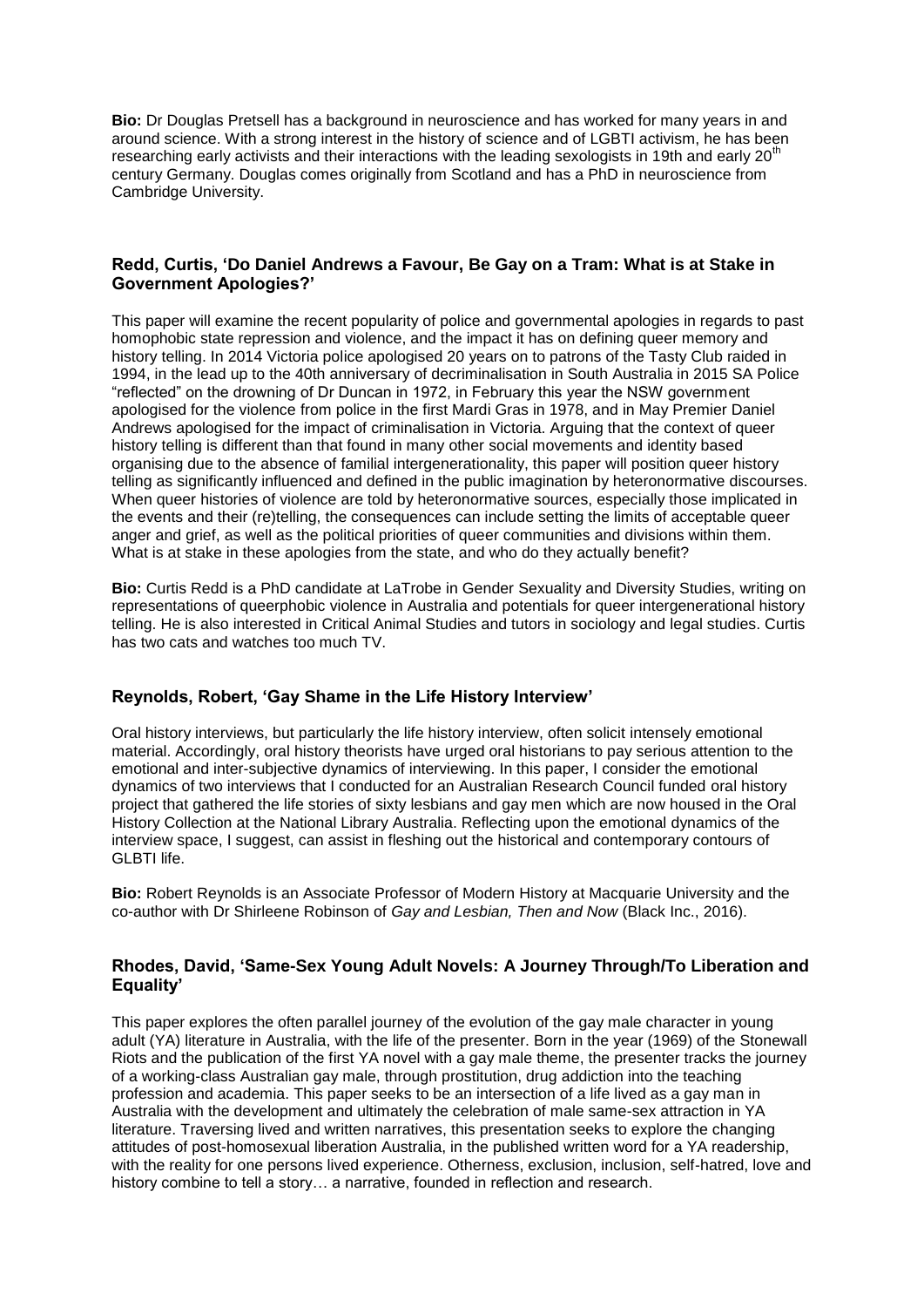**Bio:** Dr Douglas Pretsell has a background in neuroscience and has worked for many years in and around science. With a strong interest in the history of science and of LGBTI activism, he has been researching early activists and their interactions with the leading sexologists in 19th and early 20th century Germany. Douglas comes originally from Scotland and has a PhD in neuroscience from Cambridge University.

### Redd, Curtis, 'Do Daniel Andrews a Favour, Be Gay on a Tram: What is at Stake in Government Apologies?'

This paper will examine the recent popularity of police and governmental apologies in regards to past homophobic state repression and violence, and the impact it has on defining queer memory and history telling. In 2014 Victoria police apologised 20 years on to patrons of the Tasty Club raided in 1994, in the lead up to the 40th anniversary of decriminalisation in South Australia in 2015 SA Police "reflected" on the drowning of Dr Duncan in 1972, in February this year the NSW government apologised for the violence from police in the first Mardi Gras in 1978, and in May Premier Daniel Andrews apologised for the impact of criminalisation in Victoria. Arguing that the context of queer history telling is different than that found in many other social movements and identity based organising due to the absence of familial intergenerationality, this paper will position queer history telling as significantly influenced and defined in the public imagination by heteronormative discourses. When queer histories of violence are told by heteronormative sources, especially those implicated in the events and their (re)telling, the consequences can include setting the limits of acceptable queer anger and grief, as well as the political priorities of queer communities and divisions within them. What is at stake in these apologies from the state, and who do they actually benefit?

**Bio:** Curtis Redd is a PhD candidate at LaTrobe in Gender Sexuality and Diversity Studies, writing on representations of queerphobic violence in Australia and potentials for queer intergenerational history telling. He is also interested in Critical Animal Studies and tutors in sociology and legal studies. Curtis has two cats and watches too much TV.

### Reynolds, Robert, 'Gay Shame in the Life History Interview'

Oral history interviews, but particularly the life history interview, often solicit intensely emotional material. Accordingly, oral history theorists have urged oral historians to pay serious attention to the emotional and inter-subjective dynamics of interviewing. In this paper, I consider the emotional dynamics of two interviews that I conducted for an Australian Research Council funded oral history project that gathered the life stories of sixty lesbians and gay men which are now housed in the Oral History Collection at the National Library Australia. Reflecting upon the emotional dynamics of the interview space, I suggest, can assist in fleshing out the historical and contemporary contours of GLBTI life.

**Bio:** Robert Reynolds is an Associate Professor of Modern History at Macquarie University and the co-author with Dr Shirleene Robinson of *Gay and Lesbian, Then and Now* (Black Inc., 2016).

### Rhodes, David, 'Same-Sex Young Adult Novels: A Journey Through/To Liberation and Equality'

This paper explores the often parallel journey of the evolution of the gay male character in young adult (YA) literature in Australia, with the life of the presenter. Born in the year (1969) of the Stonewall Riots and the publication of the first YA novel with a gay male theme, the presenter tracks the journey of a working-class Australian gay male, through prostitution, drug addiction into the teaching profession and academia. This paper seeks to be an intersection of a life lived as a gay man in Australia with the development and ultimately the celebration of male same-sex attraction in YA literature. Traversing lived and written narratives, this presentation seeks to explore the changing attitudes of post-homosexual liberation Australia, in the published written word for a YA readership, with the reality for one persons lived experience. Otherness, exclusion, inclusion, self-hatred, love and history combine to tell a story… a narrative, founded in reflection and research.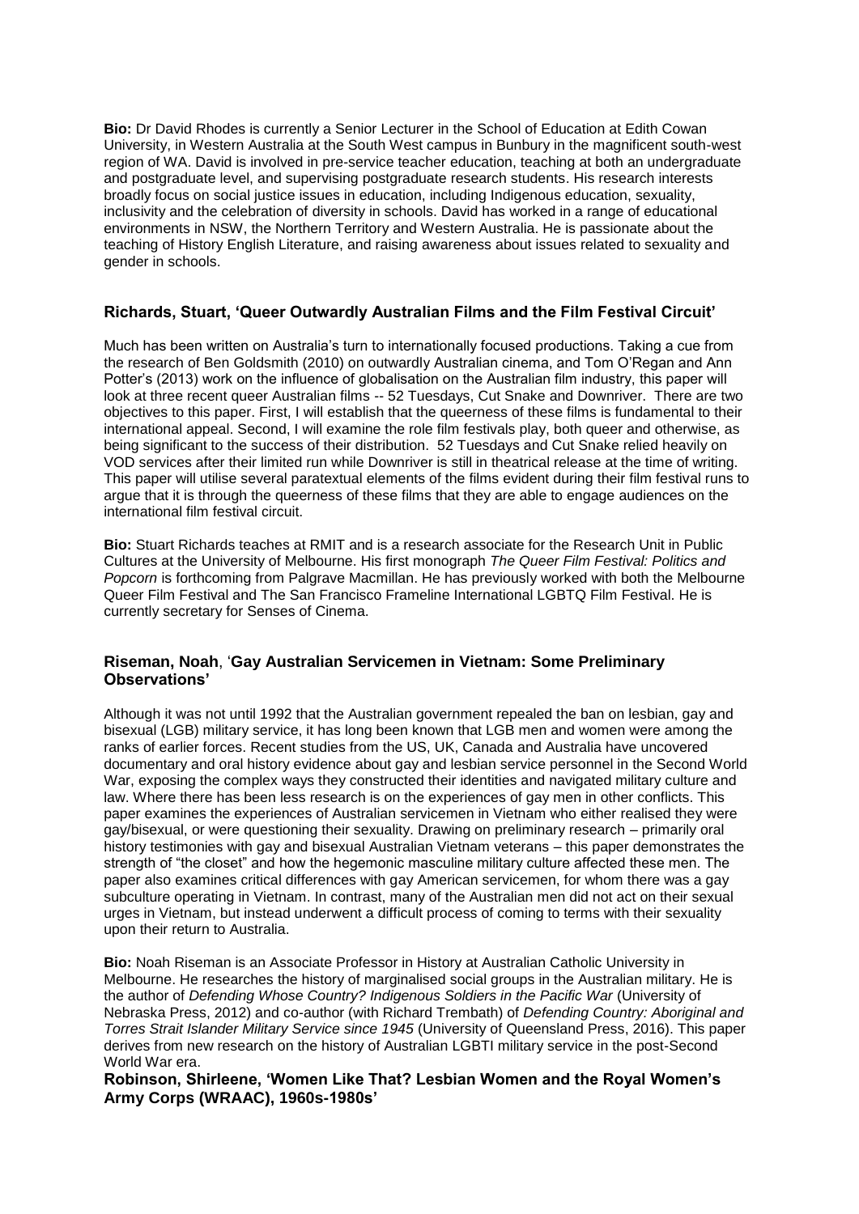**Bio:** Dr David Rhodes is currently a Senior Lecturer in the School of Education at Edith Cowan University, in Western Australia at the South West campus in Bunbury in the magnificent south-west region of WA. David is involved in pre-service teacher education, teaching at both an undergraduate and postgraduate level, and supervising postgraduate research students. His research interests broadly focus on social justice issues in education, including Indigenous education, sexuality, inclusivity and the celebration of diversity in schools. David has worked in a range of educational environments in NSW, the Northern Territory and Western Australia. He is passionate about the teaching of History English Literature, and raising awareness about issues related to sexuality and gender in schools.

### Richards, Stuart, 'Queer Outwardly Australian Films and the Film Festival Circuit'

Much has been written on Australia's turn to internationally focused productions. Taking a cue from the research of Ben Goldsmith (2010) on outwardly Australian cinema, and Tom O'Regan and Ann Potter's (2013) work on the influence of globalisation on the Australian film industry, this paper will look at three recent queer Australian films -- 52 Tuesdays, Cut Snake and Downriver. There are two objectives to this paper. First, I will establish that the queerness of these films is fundamental to their international appeal. Second, I will examine the role film festivals play, both queer and otherwise, as being significant to the success of their distribution. 52 Tuesdays and Cut Snake relied heavily on VOD services after their limited run while Downriver is still in theatrical release at the time of writing. This paper will utilise several paratextual elements of the films evident during their film festival runs to argue that it is through the queerness of these films that they are able to engage audiences on the international film festival circuit.

**Bio:** Stuart Richards teaches at RMIT and is a research associate for the Research Unit in Public Cultures at the University of Melbourne. His first monograph *The Queer Film Festival: Politics and Popcorn* is forthcoming from Palgrave Macmillan. He has previously worked with both the Melbourne Queer Film Festival and The San Francisco Frameline International LGBTQ Film Festival. He is currently secretary for Senses of Cinema.

### Riseman, Noah, 'Gay Australian Servicemen in Vietnam: Some Preliminary Observations'

Although it was not until 1992 that the Australian government repealed the ban on lesbian, gay and bisexual (LGB) military service, it has long been known that LGB men and women were among the ranks of earlier forces. Recent studies from the US, UK, Canada and Australia have uncovered documentary and oral history evidence about gay and lesbian service personnel in the Second World War, exposing the complex ways they constructed their identities and navigated military culture and law. Where there has been less research is on the experiences of gay men in other conflicts. This paper examines the experiences of Australian servicemen in Vietnam who either realised they were gay/bisexual, or were questioning their sexuality. Drawing on preliminary research – primarily oral history testimonies with gay and bisexual Australian Vietnam veterans – this paper demonstrates the strength of "the closet" and how the hegemonic masculine military culture affected these men. The paper also examines critical differences with gay American servicemen, for whom there was a gay subculture operating in Vietnam. In contrast, many of the Australian men did not act on their sexual urges in Vietnam, but instead underwent a difficult process of coming to terms with their sexuality upon their return to Australia.

**Bio:** Noah Riseman is an Associate Professor in History at Australian Catholic University in Melbourne. He researches the history of marginalised social groups in the Australian military. He is the author of *Defending Whose Country? Indigenous Soldiers in the Pacific War* (University of Nebraska Press, 2012) and co-author (with Richard Trembath) of *Defending Country: Aboriginal and Torres Strait Islander Military Service since 1945* (University of Queensland Press, 2016). This paper derives from new research on the history of Australian LGBTI military service in the post-Second World War era.

### Robinson, Shirleene, 'Women Like That? Lesbian Women and the Royal Women's Army Corps (WRAAC), 1960s-1980s'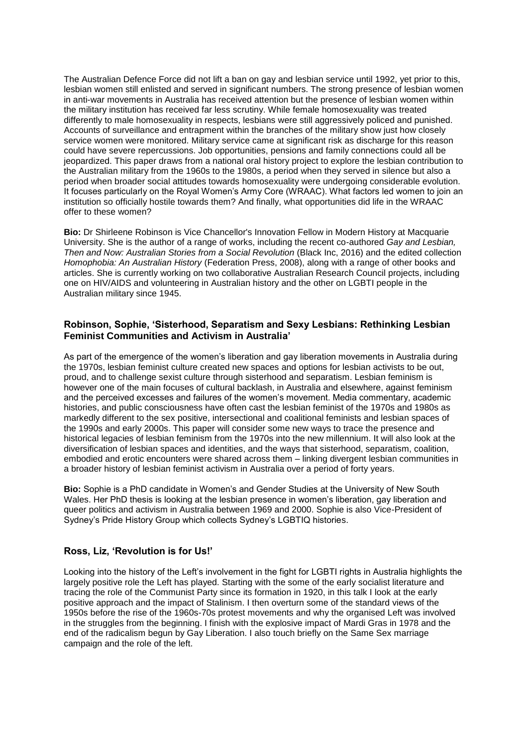The Australian Defence Force did not lift a ban on gay and lesbian service until 1992, yet prior to this, lesbian women still enlisted and served in significant numbers. The strong presence of lesbian women in anti-war movements in Australia has received attention but the presence of lesbian women within the military institution has received far less scrutiny. While female homosexuality was treated differently to male homosexuality in respects, lesbians were still aggressively policed and punished. Accounts of surveillance and entrapment within the branches of the military show just how closely service women were monitored. Military service came at significant risk as discharge for this reason could have severe repercussions. Job opportunities, pensions and family connections could all be jeopardized. This paper draws from a national oral history project to explore the lesbian contribution to the Australian military from the 1960s to the 1980s, a period when they served in silence but also a period when broader social attitudes towards homosexuality were undergoing considerable evolution. It focuses particularly on the Royal Women's Army Core (WRAAC). What factors led women to join an institution so officially hostile towards them? And finally, what opportunities did life in the WRAAC offer to these women?

**Bio:** Dr Shirleene Robinson is Vice Chancellor's Innovation Fellow in Modern History at Macquarie University. She is the author of a range of works, including the recent co-authored *Gay and Lesbian, Then and Now: Australian Stories from a Social Revolution* (Black Inc, 2016) and the edited collection *Homophobia: An Australian History* (Federation Press, 2008), along with a range of other books and articles. She is currently working on two collaborative Australian Research Council projects, including one on HIV/AIDS and volunteering in Australian history and the other on LGBTI people in the Australian military since 1945.

### Robinson, Sophie, 'Sisterhood, Separatism and Sexy Lesbians: Rethinking Lesbian Feminist Communities and Activism in Australia'

As part of the emergence of the women's liberation and gay liberation movements in Australia during the 1970s, lesbian feminist culture created new spaces and options for lesbian activists to be out, proud, and to challenge sexist culture through sisterhood and separatism. Lesbian feminism is however one of the main focuses of cultural backlash, in Australia and elsewhere, against feminism and the perceived excesses and failures of the women's movement. Media commentary, academic histories, and public consciousness have often cast the lesbian feminist of the 1970s and 1980s as markedly different to the sex positive, intersectional and coalitional feminists and lesbian spaces of the 1990s and early 2000s. This paper will consider some new ways to trace the presence and historical legacies of lesbian feminism from the 1970s into the new millennium. It will also look at the diversification of lesbian spaces and identities, and the ways that sisterhood, separatism, coalition, embodied and erotic encounters were shared across them – linking divergent lesbian communities in a broader history of lesbian feminist activism in Australia over a period of forty years.

**Bio:** Sophie is a PhD candidate in Women's and Gender Studies at the University of New South Wales. Her PhD thesis is looking at the lesbian presence in women's liberation, gay liberation and queer politics and activism in Australia between 1969 and 2000. Sophie is also Vice-President of Sydney's Pride History Group which collects Sydney's LGBTIQ histories.

### Ross, Liz, 'Revolution is for Us!'

Looking into the history of the Left's involvement in the fight for LGBTI rights in Australia highlights the largely positive role the Left has played. Starting with the some of the early socialist literature and tracing the role of the Communist Party since its formation in 1920, in this talk I look at the early positive approach and the impact of Stalinism. I then overturn some of the standard views of the 1950s before the rise of the 1960s-70s protest movements and why the organised Left was involved in the struggles from the beginning. I finish with the explosive impact of Mardi Gras in 1978 and the end of the radicalism begun by Gay Liberation. I also touch briefly on the Same Sex marriage campaign and the role of the left.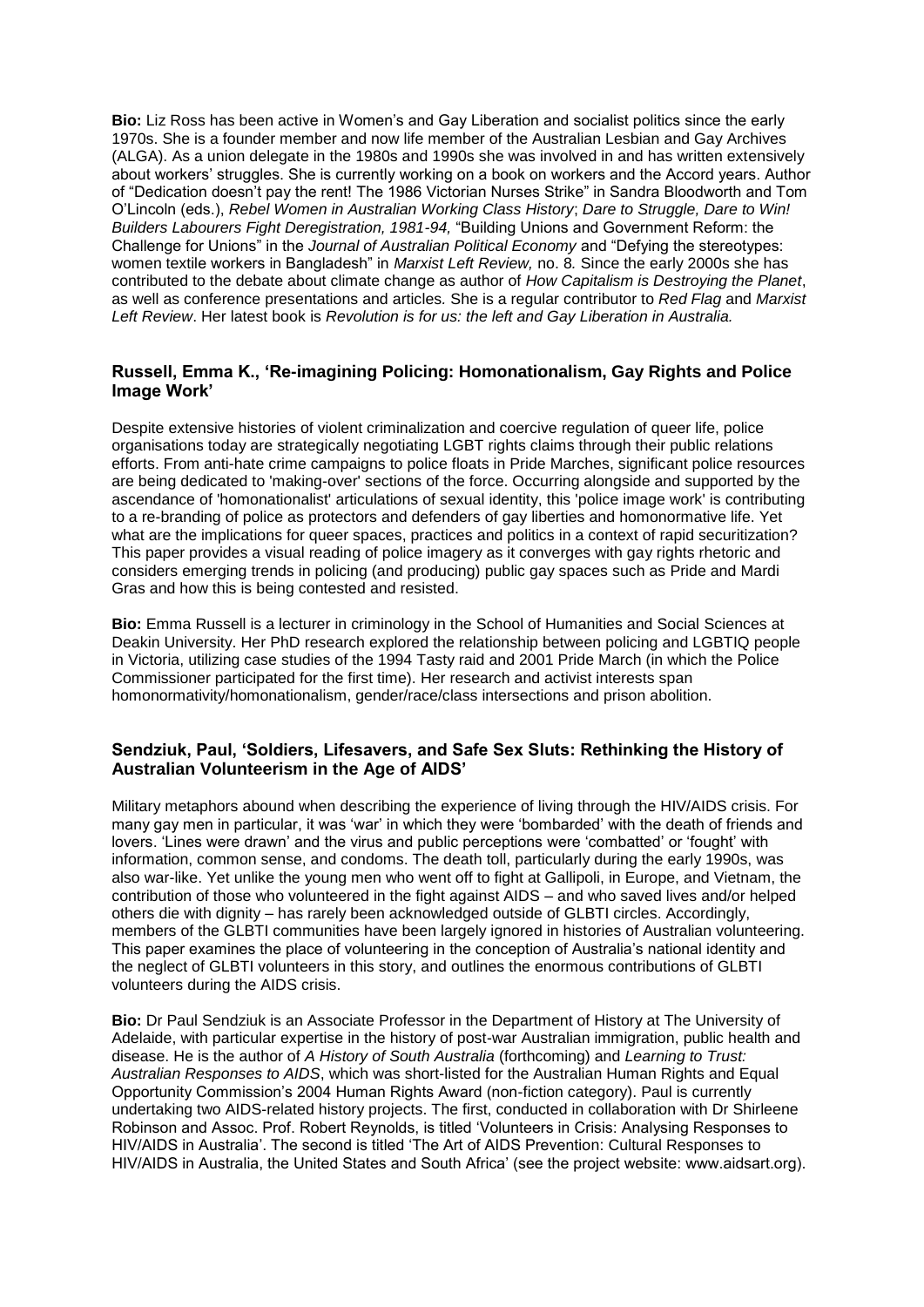**Bio:** Liz Ross has been active in Women's and Gay Liberation and socialist politics since the early 1970s. She is a founder member and now life member of the Australian Lesbian and Gay Archives (ALGA). As a union delegate in the 1980s and 1990s she was involved in and has written extensively about workers' struggles. She is currently working on a book on workers and the Accord years. Author of "Dedication doesn't pay the rent! The 1986 Victorian Nurses Strike" in Sandra Bloodworth and Tom O'Lincoln (eds.), *Rebel Women in Australian Working Class History*; *Dare to Struggle, Dare to Win! Builders Labourers Fight Deregistration, 1981-94,* "Building Unions and Government Reform: the Challenge for Unions" in the *Journal of Australian Political Economy* and "Defying the stereotypes: women textile workers in Bangladesh" in *Marxist Left Review,* no. 8*.* Since the early 2000s she has contributed to the debate about climate change as author of *How Capitalism is Destroying the Planet*, as well as conference presentations and articles*.* She is a regular contributor to *Red Flag* and *Marxist Left Review*. Her latest book is *Revolution is for us: the left and Gay Liberation in Australia.*

### Russell, Emma K., 'Re-imagining Policing: Homonationalism, Gay Rights and Police Image Work'

Despite extensive histories of violent criminalization and coercive regulation of queer life, police organisations today are strategically negotiating LGBT rights claims through their public relations efforts. From anti-hate crime campaigns to police floats in Pride Marches, significant police resources are being dedicated to 'making-over' sections of the force. Occurring alongside and supported by the ascendance of 'homonationalist' articulations of sexual identity, this 'police image work' is contributing to a re-branding of police as protectors and defenders of gay liberties and homonormative life. Yet what are the implications for queer spaces, practices and politics in a context of rapid securitization? This paper provides a visual reading of police imagery as it converges with gay rights rhetoric and considers emerging trends in policing (and producing) public gay spaces such as Pride and Mardi Gras and how this is being contested and resisted.

**Bio:** Emma Russell is a lecturer in criminology in the School of Humanities and Social Sciences at Deakin University. Her PhD research explored the relationship between policing and LGBTIQ people in Victoria, utilizing case studies of the 1994 Tasty raid and 2001 Pride March (in which the Police Commissioner participated for the first time). Her research and activist interests span homonormativity/homonationalism, gender/race/class intersections and prison abolition.

### Sendziuk, Paul, 'Soldiers, Lifesavers, and Safe Sex Sluts: Rethinking the History of Australian Volunteerism in the Age of AIDS'

Military metaphors abound when describing the experience of living through the HIV/AIDS crisis. For many gay men in particular, it was 'war' in which they were 'bombarded' with the death of friends and lovers. 'Lines were drawn' and the virus and public perceptions were 'combatted' or 'fought' with information, common sense, and condoms. The death toll, particularly during the early 1990s, was also war-like. Yet unlike the young men who went off to fight at Gallipoli, in Europe, and Vietnam, the contribution of those who volunteered in the fight against AIDS – and who saved lives and/or helped others die with dignity – has rarely been acknowledged outside of GLBTI circles. Accordingly, members of the GLBTI communities have been largely ignored in histories of Australian volunteering. This paper examines the place of volunteering in the conception of Australia's national identity and the neglect of GLBTI volunteers in this story, and outlines the enormous contributions of GLBTI volunteers during the AIDS crisis.

**Bio:** Dr Paul Sendziuk is an Associate Professor in the Department of History at The University of Adelaide, with particular expertise in the history of post-war Australian immigration, public health and disease. He is the author of *A History of South Australia* (forthcoming) and *Learning to Trust: Australian Responses to AIDS*, which was short-listed for the Australian Human Rights and Equal Opportunity Commission's 2004 Human Rights Award (non-fiction category). Paul is currently undertaking two AIDS-related history projects. The first, conducted in collaboration with Dr Shirleene Robinson and Assoc. Prof. Robert Reynolds, is titled 'Volunteers in Crisis: Analysing Responses to HIV/AIDS in Australia'. The second is titled 'The Art of AIDS Prevention: Cultural Responses to HIV/AIDS in Australia, the United States and South Africa' (see the project website: www.aidsart.org).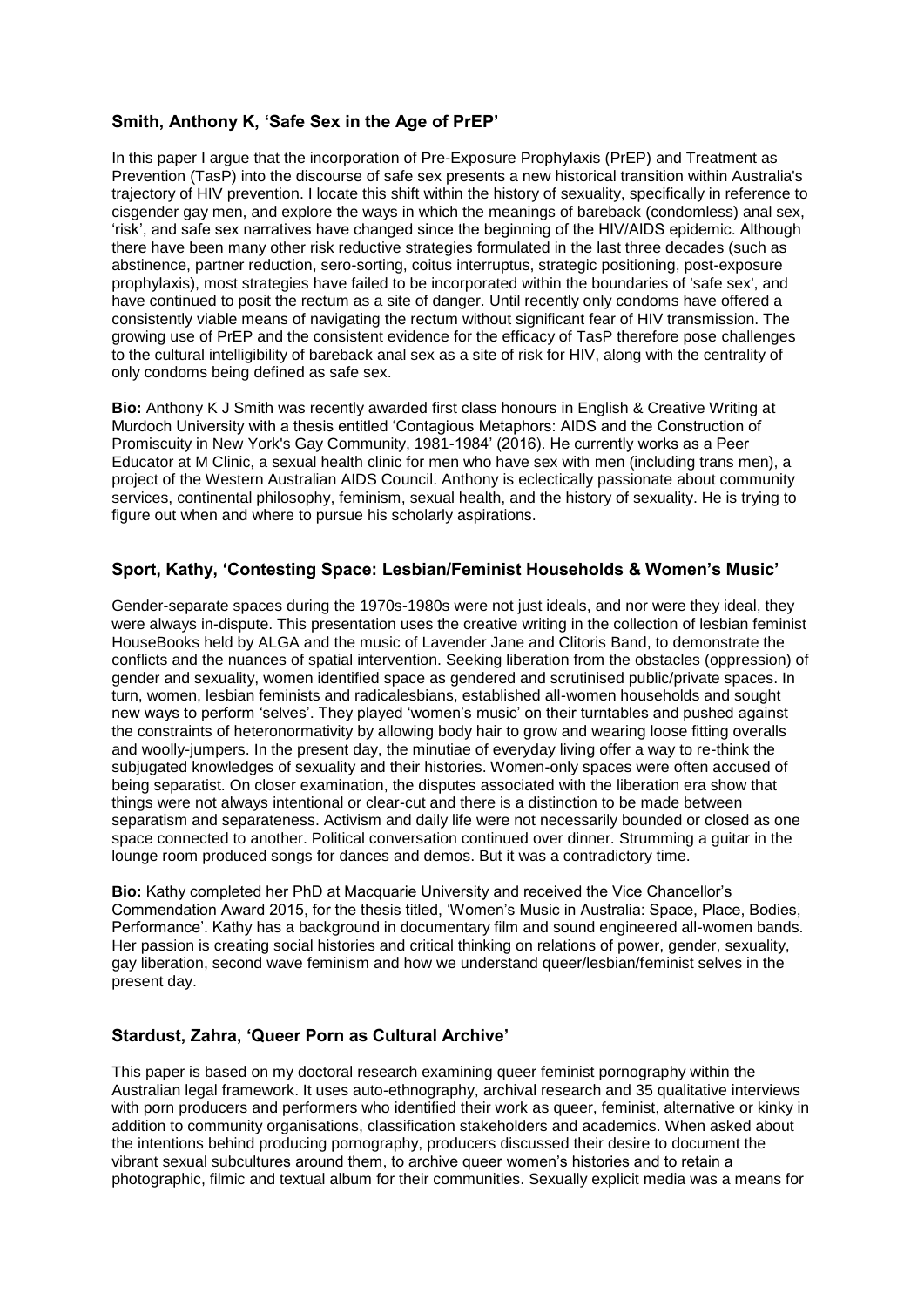### Smith, Anthony K, 'Safe Sex in the Age of PrEP'

In this paper I argue that the incorporation of Pre-Exposure Prophylaxis (PrEP) and Treatment as Prevention (TasP) into the discourse of safe sex presents a new historical transition within Australia's trajectory of HIV prevention. I locate this shift within the history of sexuality, specifically in reference to cisgender gay men, and explore the ways in which the meanings of bareback (condomless) anal sex, 'risk', and safe sex narratives have changed since the beginning of the HIV/AIDS epidemic. Although there have been many other risk reductive strategies formulated in the last three decades (such as abstinence, partner reduction, sero-sorting, coitus interruptus, strategic positioning, post-exposure prophylaxis), most strategies have failed to be incorporated within the boundaries of 'safe sex', and have continued to posit the rectum as a site of danger. Until recently only condoms have offered a consistently viable means of navigating the rectum without significant fear of HIV transmission. The growing use of PrEP and the consistent evidence for the efficacy of TasP therefore pose challenges to the cultural intelligibility of bareback anal sex as a site of risk for HIV, along with the centrality of only condoms being defined as safe sex.

**Bio:** Anthony K J Smith was recently awarded first class honours in English & Creative Writing at Murdoch University with a thesis entitled 'Contagious Metaphors: AIDS and the Construction of Promiscuity in New York's Gay Community, 1981-1984' (2016). He currently works as a Peer Educator at M Clinic, a sexual health clinic for men who have sex with men (including trans men), a project of the Western Australian AIDS Council. Anthony is eclectically passionate about community services, continental philosophy, feminism, sexual health, and the history of sexuality. He is trying to figure out when and where to pursue his scholarly aspirations.

### Sport, Kathy, 'Contesting Space: Lesbian/Feminist Households & Women's Music'

Gender-separate spaces during the 1970s-1980s were not just ideals, and nor were they ideal, they were always in-dispute. This presentation uses the creative writing in the collection of lesbian feminist HouseBooks held by ALGA and the music of Lavender Jane and Clitoris Band, to demonstrate the conflicts and the nuances of spatial intervention. Seeking liberation from the obstacles (oppression) of gender and sexuality, women identified space as gendered and scrutinised public/private spaces. In turn, women, lesbian feminists and radicalesbians, established all-women households and sought new ways to perform 'selves'. They played 'women's music' on their turntables and pushed against the constraints of heteronormativity by allowing body hair to grow and wearing loose fitting overalls and woolly-jumpers. In the present day, the minutiae of everyday living offer a way to re-think the subjugated knowledges of sexuality and their histories. Women-only spaces were often accused of being separatist. On closer examination, the disputes associated with the liberation era show that things were not always intentional or clear-cut and there is a distinction to be made between separatism and separateness. Activism and daily life were not necessarily bounded or closed as one space connected to another. Political conversation continued over dinner. Strumming a guitar in the lounge room produced songs for dances and demos. But it was a contradictory time.

**Bio:** Kathy completed her PhD at Macquarie University and received the Vice Chancellor's Commendation Award 2015, for the thesis titled, 'Women's Music in Australia: Space, Place, Bodies, Performance'. Kathy has a background in documentary film and sound engineered all-women bands. Her passion is creating social histories and critical thinking on relations of power, gender, sexuality, gay liberation, second wave feminism and how we understand queer/lesbian/feminist selves in the present day.

### Stardust, Zahra, 'Queer Porn as Cultural Archive'

This paper is based on my doctoral research examining queer feminist pornography within the Australian legal framework. It uses auto-ethnography, archival research and 35 qualitative interviews with porn producers and performers who identified their work as queer, feminist, alternative or kinky in addition to community organisations, classification stakeholders and academics. When asked about the intentions behind producing pornography, producers discussed their desire to document the vibrant sexual subcultures around them, to archive queer women's histories and to retain a photographic, filmic and textual album for their communities. Sexually explicit media was a means for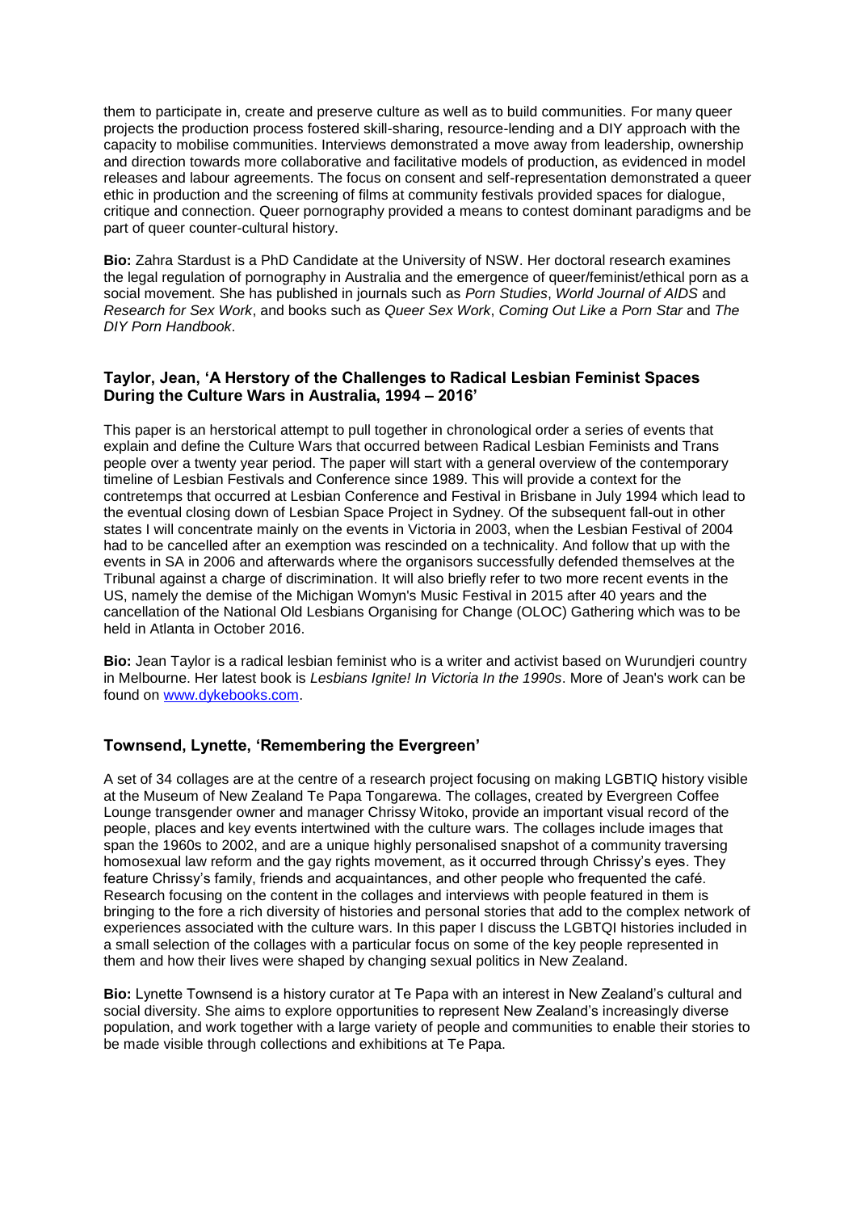them to participate in, create and preserve culture as well as to build communities. For many queer projects the production process fostered skill-sharing, resource-lending and a DIY approach with the capacity to mobilise communities. Interviews demonstrated a move away from leadership, ownership and direction towards more collaborative and facilitative models of production, as evidenced in model releases and labour agreements. The focus on consent and self-representation demonstrated a queer ethic in production and the screening of films at community festivals provided spaces for dialogue, critique and connection. Queer pornography provided a means to contest dominant paradigms and be part of queer counter-cultural history.

**Bio:** Zahra Stardust is a PhD Candidate at the University of NSW. Her doctoral research examines the legal regulation of pornography in Australia and the emergence of queer/feminist/ethical porn as a social movement. She has published in journals such as *Porn Studies*, *World Journal of AIDS* and *Research for Sex Work*, and books such as *Queer Sex Work*, *Coming Out Like a Porn Star* and *The DIY Porn Handbook*.

### Taylor, Jean, 'A Herstory of the Challenges to Radical Lesbian Feminist Spaces During the Culture Wars in Australia, 1994 – 2016'

This paper is an herstorical attempt to pull together in chronological order a series of events that explain and define the Culture Wars that occurred between Radical Lesbian Feminists and Trans people over a twenty year period. The paper will start with a general overview of the contemporary timeline of Lesbian Festivals and Conference since 1989. This will provide a context for the contretemps that occurred at Lesbian Conference and Festival in Brisbane in July 1994 which lead to the eventual closing down of Lesbian Space Project in Sydney. Of the subsequent fall-out in other states I will concentrate mainly on the events in Victoria in 2003, when the Lesbian Festival of 2004 had to be cancelled after an exemption was rescinded on a technicality. And follow that up with the events in SA in 2006 and afterwards where the organisors successfully defended themselves at the Tribunal against a charge of discrimination. It will also briefly refer to two more recent events in the US, namely the demise of the Michigan Womyn's Music Festival in 2015 after 40 years and the cancellation of the National Old Lesbians Organising for Change (OLOC) Gathering which was to be held in Atlanta in October 2016.

**Bio:** Jean Taylor is a radical lesbian feminist who is a writer and activist based on Wurundjeri country in Melbourne. Her latest book is *Lesbians Ignite! In Victoria In the 1990s*. More of Jean's work can be found on www.dykebooks.com.

### Townsend, Lynette, 'Remembering the Evergreen'

A set of 34 collages are at the centre of a research project focusing on making LGBTIQ history visible at the Museum of New Zealand Te Papa Tongarewa. The collages, created by Evergreen Coffee Lounge transgender owner and manager Chrissy Witoko, provide an important visual record of the people, places and key events intertwined with the culture wars. The collages include images that span the 1960s to 2002, and are a unique highly personalised snapshot of a community traversing homosexual law reform and the gay rights movement, as it occurred through Chrissy's eyes. They feature Chrissy's family, friends and acquaintances, and other people who frequented the café. Research focusing on the content in the collages and interviews with people featured in them is bringing to the fore a rich diversity of histories and personal stories that add to the complex network of experiences associated with the culture wars. In this paper I discuss the LGBTQI histories included in a small selection of the collages with a particular focus on some of the key people represented in them and how their lives were shaped by changing sexual politics in New Zealand.

**Bio:** Lynette Townsend is a history curator at Te Papa with an interest in New Zealand's cultural and social diversity. She aims to explore opportunities to represent New Zealand's increasingly diverse population, and work together with a large variety of people and communities to enable their stories to be made visible through collections and exhibitions at Te Papa.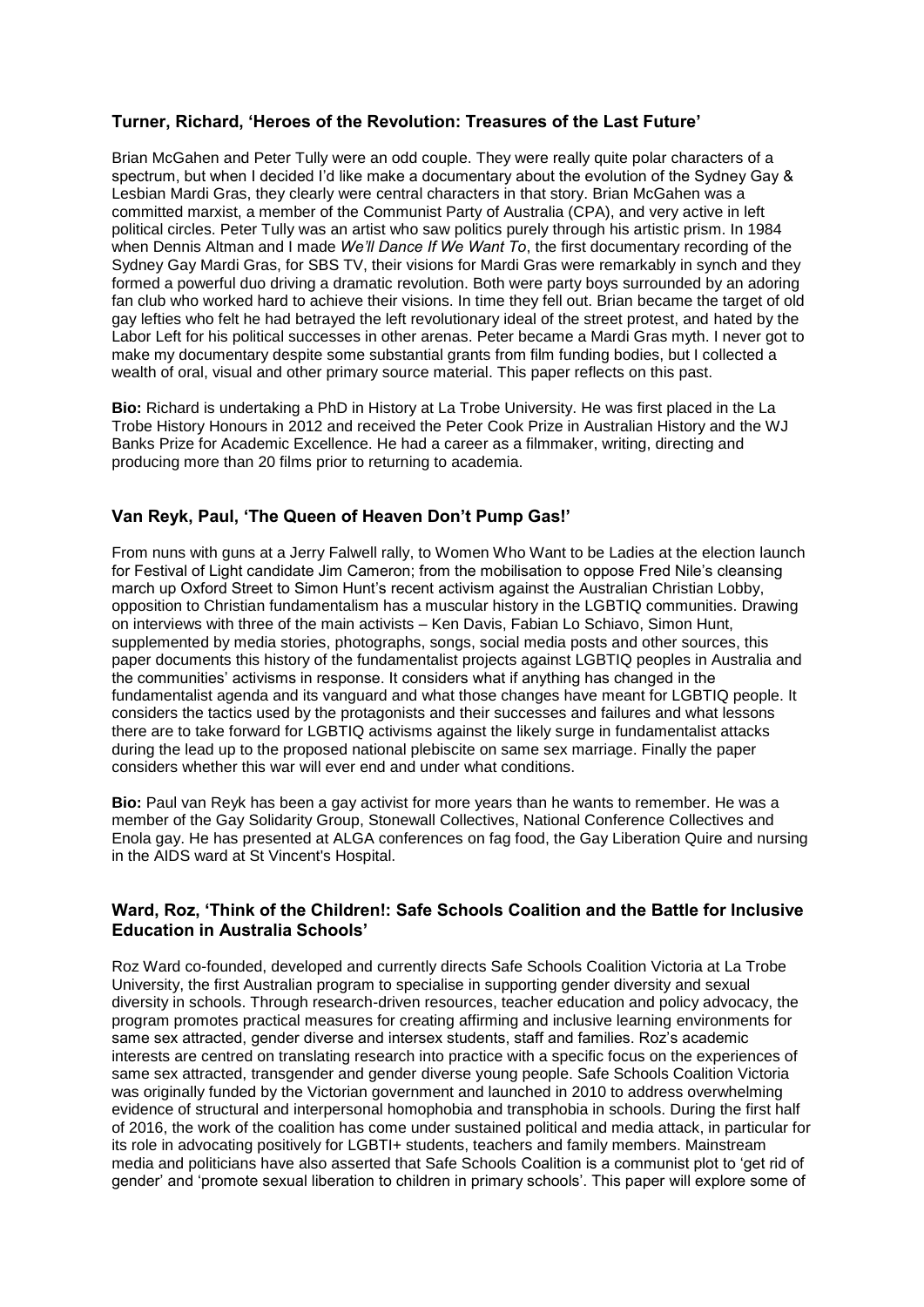### Turner, Richard, 'Heroes of the Revolution: Treasures of the Last Future'

Brian McGahen and Peter Tully were an odd couple. They were really quite polar characters of a spectrum, but when I decided I'd like make a documentary about the evolution of the Sydney Gay & Lesbian Mardi Gras, they clearly were central characters in that story. Brian McGahen was a committed marxist, a member of the Communist Party of Australia (CPA), and very active in left political circles. Peter Tully was an artist who saw politics purely through his artistic prism. In 1984 when Dennis Altman and I made *We'll Dance If We Want To*, the first documentary recording of the Sydney Gay Mardi Gras, for SBS TV, their visions for Mardi Gras were remarkably in synch and they formed a powerful duo driving a dramatic revolution. Both were party boys surrounded by an adoring fan club who worked hard to achieve their visions. In time they fell out. Brian became the target of old gay lefties who felt he had betrayed the left revolutionary ideal of the street protest, and hated by the Labor Left for his political successes in other arenas. Peter became a Mardi Gras myth. I never got to make my documentary despite some substantial grants from film funding bodies, but I collected a wealth of oral, visual and other primary source material. This paper reflects on this past.

**Bio:** Richard is undertaking a PhD in History at La Trobe University. He was first placed in the La Trobe History Honours in 2012 and received the Peter Cook Prize in Australian History and the WJ Banks Prize for Academic Excellence. He had a career as a filmmaker, writing, directing and producing more than 20 films prior to returning to academia.

### Van Reyk, Paul, 'The Queen of Heaven Don't Pump Gas!'

From nuns with guns at a Jerry Falwell rally, to Women Who Want to be Ladies at the election launch for Festival of Light candidate Jim Cameron; from the mobilisation to oppose Fred Nile's cleansing march up Oxford Street to Simon Hunt's recent activism against the Australian Christian Lobby, opposition to Christian fundamentalism has a muscular history in the LGBTIQ communities. Drawing on interviews with three of the main activists – Ken Davis, Fabian Lo Schiavo, Simon Hunt, supplemented by media stories, photographs, songs, social media posts and other sources, this paper documents this history of the fundamentalist projects against LGBTIQ peoples in Australia and the communities' activisms in response. It considers what if anything has changed in the fundamentalist agenda and its vanguard and what those changes have meant for LGBTIQ people. It considers the tactics used by the protagonists and their successes and failures and what lessons there are to take forward for LGBTIQ activisms against the likely surge in fundamentalist attacks during the lead up to the proposed national plebiscite on same sex marriage. Finally the paper considers whether this war will ever end and under what conditions.

**Bio:** Paul van Reyk has been a gay activist for more years than he wants to remember. He was a member of the Gay Solidarity Group, Stonewall Collectives, National Conference Collectives and Enola gay. He has presented at ALGA conferences on fag food, the Gay Liberation Quire and nursing in the AIDS ward at St Vincent's Hospital.

### Ward, Roz, 'Think of the Children!: Safe Schools Coalition and the Battle for Inclusive Education in Australia Schools'

Roz Ward co-founded, developed and currently directs Safe Schools Coalition Victoria at La Trobe University, the first Australian program to specialise in supporting gender diversity and sexual diversity in schools. Through research-driven resources, teacher education and policy advocacy, the program promotes practical measures for creating affirming and inclusive learning environments for same sex attracted, gender diverse and intersex students, staff and families. Roz's academic interests are centred on translating research into practice with a specific focus on the experiences of same sex attracted, transgender and gender diverse young people. Safe Schools Coalition Victoria was originally funded by the Victorian government and launched in 2010 to address overwhelming evidence of structural and interpersonal homophobia and transphobia in schools. During the first half of 2016, the work of the coalition has come under sustained political and media attack, in particular for its role in advocating positively for LGBTI+ students, teachers and family members. Mainstream media and politicians have also asserted that Safe Schools Coalition is a communist plot to 'get rid of gender' and 'promote sexual liberation to children in primary schools'. This paper will explore some of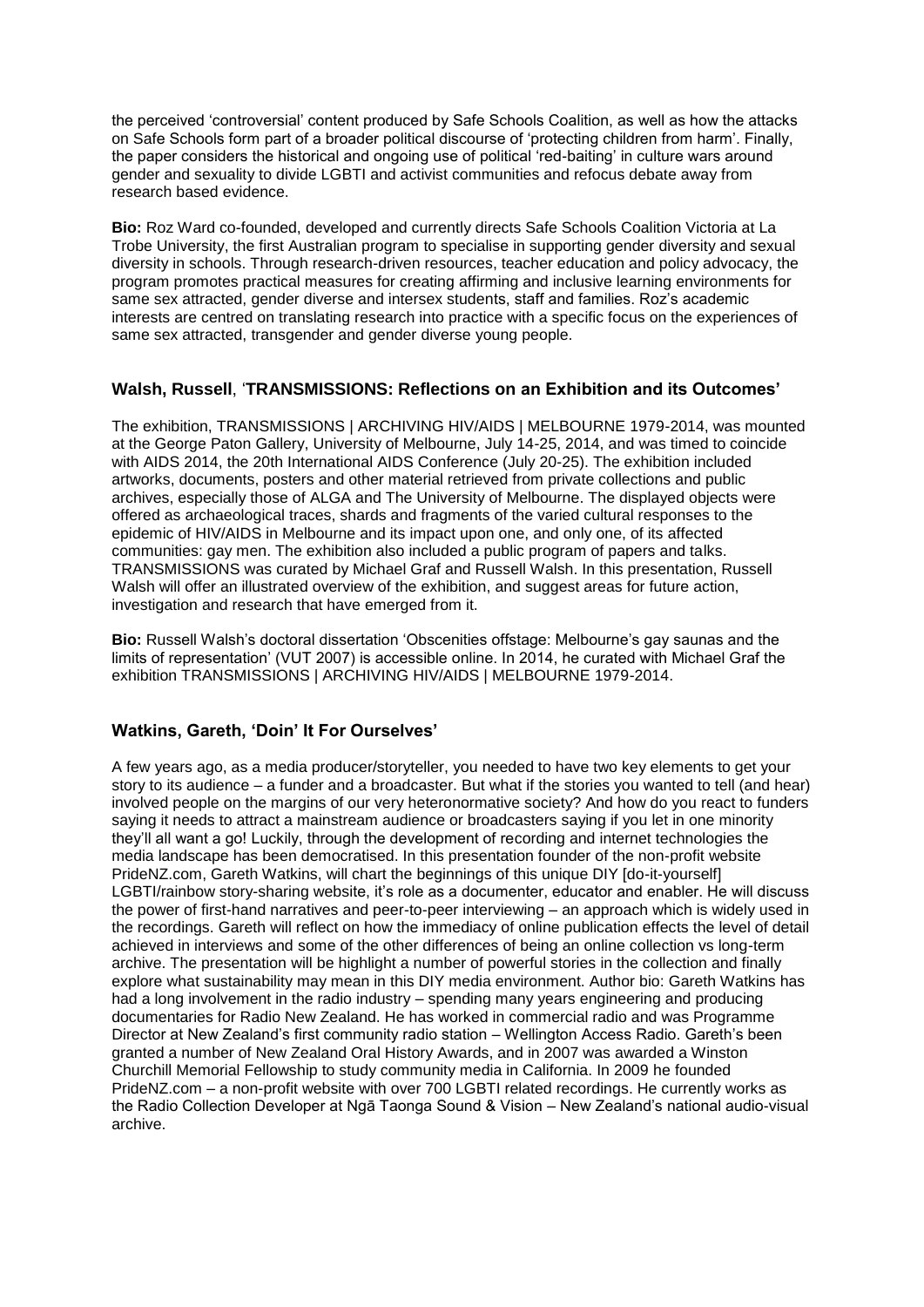the perceived 'controversial' content produced by Safe Schools Coalition, as well as how the attacks on Safe Schools form part of a broader political discourse of 'protecting children from harm'. Finally, the paper considers the historical and ongoing use of political 'red-baiting' in culture wars around gender and sexuality to divide LGBTI and activist communities and refocus debate away from research based evidence.

**Bio:** Roz Ward co-founded, developed and currently directs Safe Schools Coalition Victoria at La Trobe University, the first Australian program to specialise in supporting gender diversity and sexual diversity in schools. Through research-driven resources, teacher education and policy advocacy, the program promotes practical measures for creating affirming and inclusive learning environments for same sex attracted, gender diverse and intersex students, staff and families. Roz's academic interests are centred on translating research into practice with a specific focus on the experiences of same sex attracted, transgender and gender diverse young people.

### Walsh, Russell, 'TRANSMISSIONS: Reflections on an Exhibition and its Outcomes'

The exhibition, TRANSMISSIONS | ARCHIVING HIV/AIDS | MELBOURNE 1979-2014, was mounted at the George Paton Gallery, University of Melbourne, July 14-25, 2014, and was timed to coincide with AIDS 2014, the 20th International AIDS Conference (July 20-25). The exhibition included artworks, documents, posters and other material retrieved from private collections and public archives, especially those of ALGA and The University of Melbourne. The displayed objects were offered as archaeological traces, shards and fragments of the varied cultural responses to the epidemic of HIV/AIDS in Melbourne and its impact upon one, and only one, of its affected communities: gay men. The exhibition also included a public program of papers and talks. TRANSMISSIONS was curated by Michael Graf and Russell Walsh. In this presentation, Russell Walsh will offer an illustrated overview of the exhibition, and suggest areas for future action, investigation and research that have emerged from it.

**Bio:** Russell Walsh's doctoral dissertation 'Obscenities offstage: Melbourne's gay saunas and the limits of representation' (VUT 2007) is accessible online. In 2014, he curated with Michael Graf the exhibition TRANSMISSIONS | ARCHIVING HIV/AIDS | MELBOURNE 1979-2014.

### Watkins, Gareth, 'Doin' It For Ourselves'

A few years ago, as a media producer/storyteller, you needed to have two key elements to get your story to its audience – a funder and a broadcaster. But what if the stories you wanted to tell (and hear) involved people on the margins of our very heteronormative society? And how do you react to funders saying it needs to attract a mainstream audience or broadcasters saying if you let in one minority they'll all want a go! Luckily, through the development of recording and internet technologies the media landscape has been democratised. In this presentation founder of the non-profit website PrideNZ.com, Gareth Watkins, will chart the beginnings of this unique DIY [do-it-yourself] LGBTI/rainbow story-sharing website, it's role as a documenter, educator and enabler. He will discuss the power of first-hand narratives and peer-to-peer interviewing – an approach which is widely used in the recordings. Gareth will reflect on how the immediacy of online publication effects the level of detail achieved in interviews and some of the other differences of being an online collection vs long-term archive. The presentation will be highlight a number of powerful stories in the collection and finally explore what sustainability may mean in this DIY media environment. Author bio: Gareth Watkins has had a long involvement in the radio industry – spending many years engineering and producing documentaries for Radio New Zealand. He has worked in commercial radio and was Programme Director at New Zealand's first community radio station – Wellington Access Radio. Gareth's been granted a number of New Zealand Oral History Awards, and in 2007 was awarded a Winston Churchill Memorial Fellowship to study community media in California. In 2009 he founded PrideNZ.com – a non-profit website with over 700 LGBTI related recordings. He currently works as the Radio Collection Developer at Ngā Taonga Sound & Vision – New Zealand's national audio-visual archive.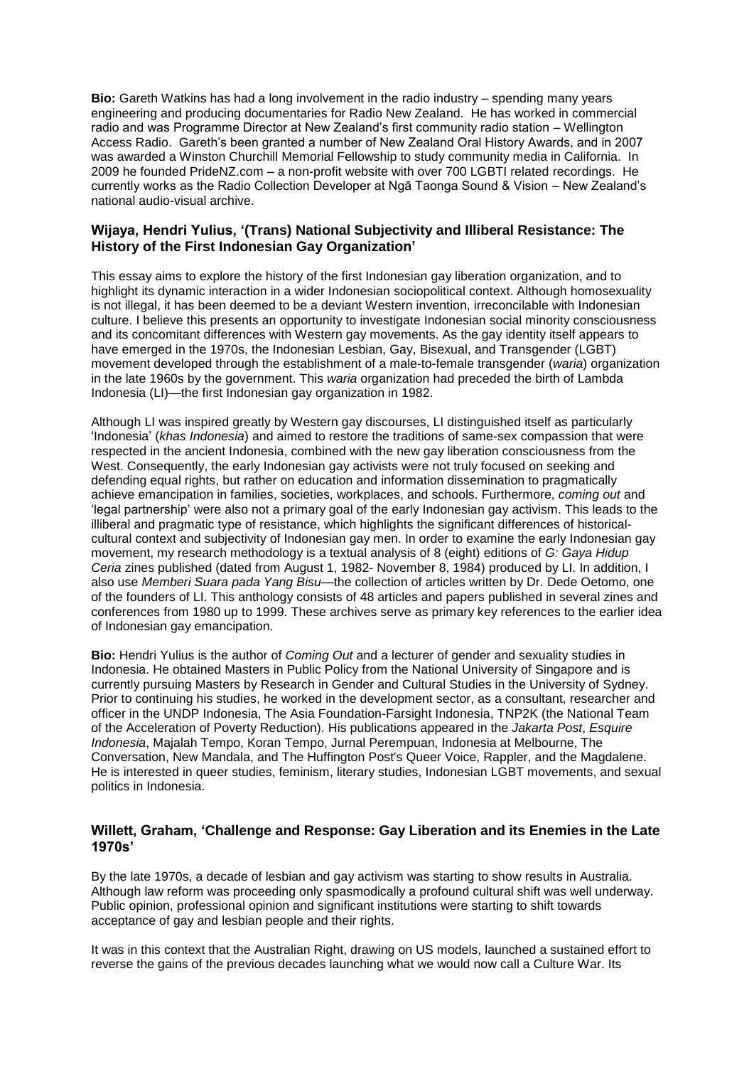**Bio:** Gareth Watkins has had a long involvement in the radio industry – spending many years engineering and producing documentaries for Radio New Zealand. He has worked in commercial radio and was Programme Director at New Zealand's first community radio station – Wellington Access Radio. Gareth's been granted a number of New Zealand Oral History Awards, and in 2007 was awarded a Winston Churchill Memorial Fellowship to study community media in California. In 2009 he founded PrideNZ.com – a non-profit website with over 700 LGBTI related recordings. He currently works as the Radio Collection Developer at Ngā Taonga Sound & Vision – New Zealand's national audio-visual archive.

### Wijaya, Hendri Yulius, '(Trans) National Subjectivity and Illiberal Resistance: The History of the First Indonesian Gay Organization'

This essay aims to explore the history of the first Indonesian gay liberation organization, and to highlight its dynamic interaction in a wider Indonesian sociopolitical context. Although homosexuality is not illegal, it has been deemed to be a deviant Western invention, irreconcilable with Indonesian culture. I believe this presents an opportunity to investigate Indonesian social minority consciousness and its concomitant differences with Western gay movements. As the gay identity itself appears to have emerged in the 1970s, the Indonesian Lesbian, Gay, Bisexual, and Transgender (LGBT) movement developed through the establishment of a male-to-female transgender (*waria*) organization in the late 1960s by the government. This *waria* organization had preceded the birth of Lambda Indonesia (LI)—the first Indonesian gay organization in 1982.

Although LI was inspired greatly by Western gay discourses, LI distinguished itself as particularly 'Indonesia' (*khas Indonesia*) and aimed to restore the traditions of same-sex compassion that were respected in the ancient Indonesia, combined with the new gay liberation consciousness from the West. Consequently, the early Indonesian gay activists were not truly focused on seeking and defending equal rights, but rather on education and information dissemination to pragmatically achieve emancipation in families, societies, workplaces, and schools. Furthermore, *coming out* and 'legal partnership' were also not a primary goal of the early Indonesian gay activism. This leads to the illiberal and pragmatic type of resistance, which highlights the significant differences of historical-cultural context and subjectivity of Indonesian gay men. In order to examine the early Indonesian gay movement, my research methodology is a textual analysis of 8 (eight) editions of *G: Gaya Hidup Ceria* zines published (dated from August 1, 1982- November 8, 1984) produced by LI. In addition, I also use *Memberi Suara pada Yang Bisu*—the collection of articles written by Dr. Dede Oetomo, one of the founders of LI. This anthology consists of 48 articles and papers published in several zines and conferences from 1980 up to 1999. These archives serve as primary key references to the earlier idea of Indonesian gay emancipation.

**Bio:** Hendri Yulius is the author of *Coming Out* and a lecturer of gender and sexuality studies in Indonesia. He obtained Masters in Public Policy from the National University of Singapore and is currently pursuing Masters by Research in Gender and Cultural Studies in the University of Sydney. Prior to continuing his studies, he worked in the development sector, as a consultant, researcher and officer in the UNDP Indonesia, The Asia Foundation-Farsight Indonesia, TNP2K (the National Team of the Acceleration of Poverty Reduction). His publications appeared in the *Jakarta Post*, *Esquire Indonesia*, Majalah Tempo, Koran Tempo, Jurnal Perempuan, Indonesia at Melbourne, The Conversation, New Mandala, and The Huffington Post's Queer Voice, Rappler, and the Magdalene. He is interested in queer studies, feminism, literary studies, Indonesian LGBT movements, and sexual politics in Indonesia.

### Willett, Graham, 'Challenge and Response: Gay Liberation and its Enemies in the Late 1970s'

By the late 1970s, a decade of lesbian and gay activism was starting to show results in Australia. Although law reform was proceeding only spasmodically a profound cultural shift was well underway. Public opinion, professional opinion and significant institutions were starting to shift towards acceptance of gay and lesbian people and their rights.

It was in this context that the Australian Right, drawing on US models, launched a sustained effort to reverse the gains of the previous decades launching what we would now call a Culture War. Its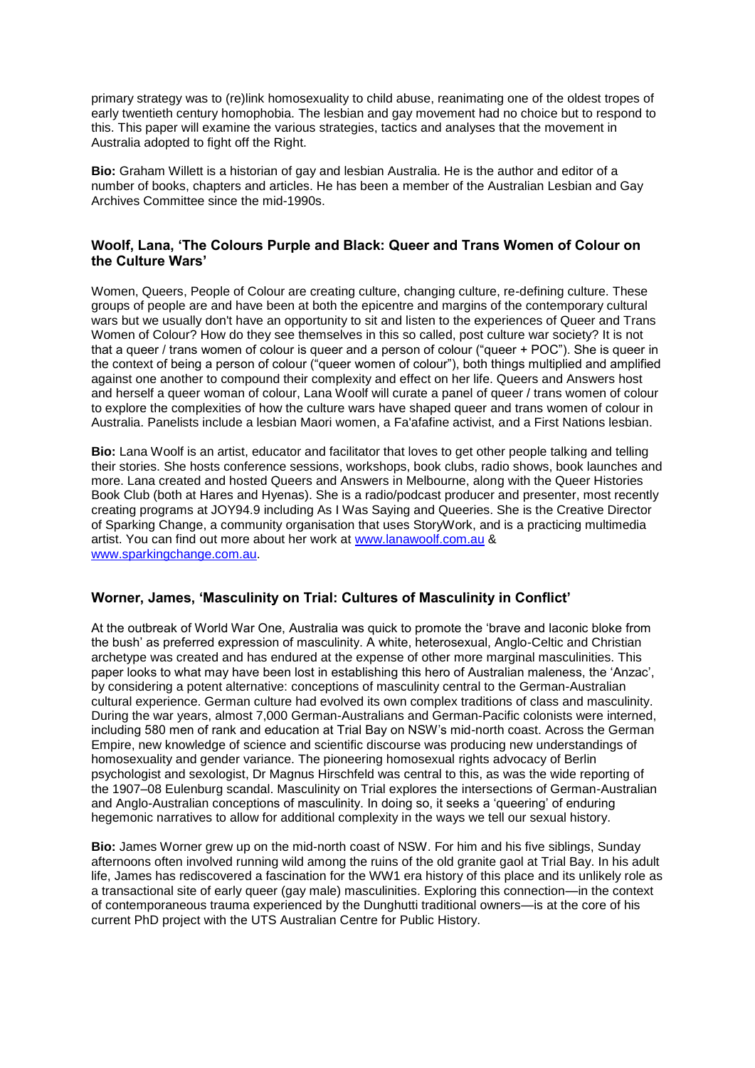primary strategy was to (re)link homosexuality to child abuse, reanimating one of the oldest tropes of early twentieth century homophobia. The lesbian and gay movement had no choice but to respond to this. This paper will examine the various strategies, tactics and analyses that the movement in Australia adopted to fight off the Right.

**Bio:** Graham Willett is a historian of gay and lesbian Australia. He is the author and editor of a number of books, chapters and articles. He has been a member of the Australian Lesbian and Gay Archives Committee since the mid-1990s.

### Woolf, Lana, 'The Colours Purple and Black: Queer and Trans Women of Colour on the Culture Wars'

Women, Queers, People of Colour are creating culture, changing culture, re-defining culture. These groups of people are and have been at both the epicentre and margins of the contemporary cultural wars but we usually don't have an opportunity to sit and listen to the experiences of Queer and Trans Women of Colour? How do they see themselves in this so called, post culture war society? It is not that a queer / trans women of colour is queer and a person of colour ("queer + POC"). She is queer in the context of being a person of colour ("queer women of colour"), both things multiplied and amplified against one another to compound their complexity and effect on her life. Queers and Answers host and herself a queer woman of colour, Lana Woolf will curate a panel of queer / trans women of colour to explore the complexities of how the culture wars have shaped queer and trans women of colour in Australia. Panelists include a lesbian Maori women, a Fa'afafine activist, and a First Nations lesbian.

**Bio:** Lana Woolf is an artist, educator and facilitator that loves to get other people talking and telling their stories. She hosts conference sessions, workshops, book clubs, radio shows, book launches and more. Lana created and hosted Queers and Answers in Melbourne, along with the Queer Histories Book Club (both at Hares and Hyenas). She is a radio/podcast producer and presenter, most recently creating programs at JOY94.9 including As I Was Saying and Queeries. She is the Creative Director of Sparking Change, a community organisation that uses StoryWork, and is a practicing multimedia artist. You can find out more about her work at [www.lanawoolf.com.au](http://www.lanawoolf.com.au) & [www.sparkingchange.com.au](http://www.sparkingchange.com.au).

### Worner, James, 'Masculinity on Trial: Cultures of Masculinity in Conflict'

At the outbreak of World War One, Australia was quick to promote the 'brave and laconic bloke from the bush' as preferred expression of masculinity. A white, heterosexual, Anglo-Celtic and Christian archetype was created and has endured at the expense of other more marginal masculinities. This paper looks to what may have been lost in establishing this hero of Australian maleness, the 'Anzac', by considering a potent alternative: conceptions of masculinity central to the German-Australian cultural experience. German culture had evolved its own complex traditions of class and masculinity. During the war years, almost 7,000 German-Australians and German-Pacific colonists were interned, including 580 men of rank and education at Trial Bay on NSW's mid-north coast. Across the German Empire, new knowledge of science and scientific discourse was producing new understandings of homosexuality and gender variance. The pioneering homosexual rights advocacy of Berlin psychologist and sexologist, Dr Magnus Hirschfeld was central to this, as was the wide reporting of the 1907–08 Eulenburg scandal. Masculinity on Trial explores the intersections of German-Australian and Anglo-Australian conceptions of masculinity. In doing so, it seeks a 'queering' of enduring hegemonic narratives to allow for additional complexity in the ways we tell our sexual history.

**Bio:** James Worner grew up on the mid-north coast of NSW. For him and his five siblings, Sunday afternoons often involved running wild among the ruins of the old granite gaol at Trial Bay. In his adult life, James has rediscovered a fascination for the WW1 era history of this place and its unlikely role as a transactional site of early queer (gay male) masculinities. Exploring this connection—in the context of contemporaneous trauma experienced by the Dunghutti traditional owners—is at the core of his current PhD project with the UTS Australian Centre for Public History.